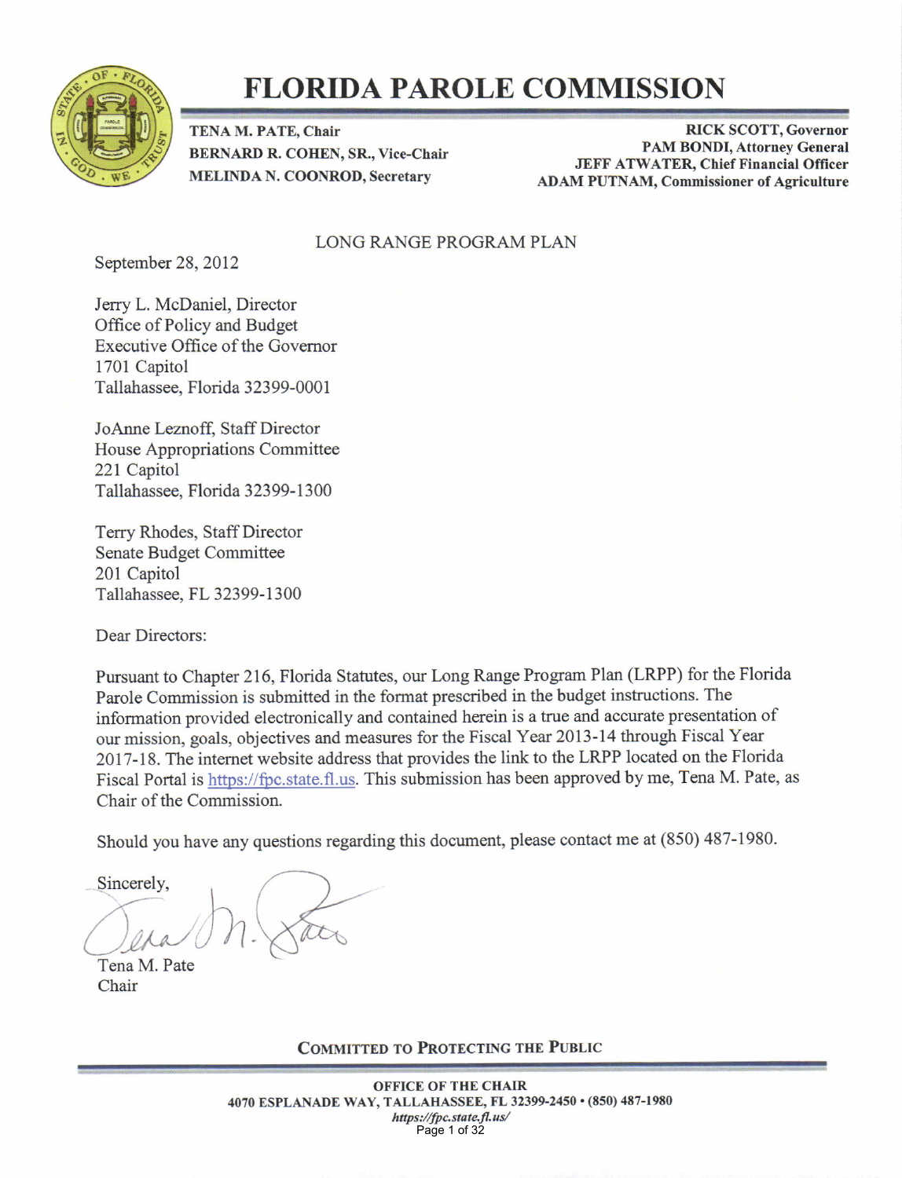# FLORIDA PAROLE COMMISSION

**TENA M. PATE, Chair**
**BERNARD R. COHEN, SR., Vice-Chair**
**MELINDA N. COONROD, Secretary**

**RICK SCOTT, Governor**
**PAM BONDI, Attorney General**
**JEFF ATWATER, Chief Financial Officer**
**ADAM PUTNAM, Commissioner of Agriculture**

LONG RANGE PROGRAM PLAN

September 28, 2012

Jerry L. McDaniel, Director
Office of Policy and Budget
Executive Office of the Governor
1701 Capitol
Tallahassee, Florida 32399-0001

JoAnne Leznoff, Staff Director
House Appropriations Committee
221 Capitol
Tallahassee, Florida 32399-1300

Terry Rhodes, Staff Director
Senate Budget Committee
201 Capitol
Tallahassee, FL 32399-1300

Dear Directors:

Pursuant to Chapter 216, Florida Statutes, our Long Range Program Plan (LRPP) for the Florida Parole Commission is submitted in the format prescribed in the budget instructions. The information provided electronically and contained herein is a true and accurate presentation of our mission, goals, objectives and measures for the Fiscal Year 2013-14 through Fiscal Year 2017-18. The internet website address that provides the link to the LRPP located on the Florida Fiscal Portal is https://fpc.state.fl.us. This submission has been approved by me, Tena M. Pate, as Chair of the Commission.

Should you have any questions regarding this document, please contact me at (850) 487-1980.

Sincerely,

Tena M. Pate
Chair

COMMITTED TO PROTECTING THE PUBLIC

OFFICE OF THE CHAIR
4070 ESPLANADE WAY, TALLAHASSEE, FL 32399-2450 • (850) 487-1980
*https://fpc.state.fl.us/*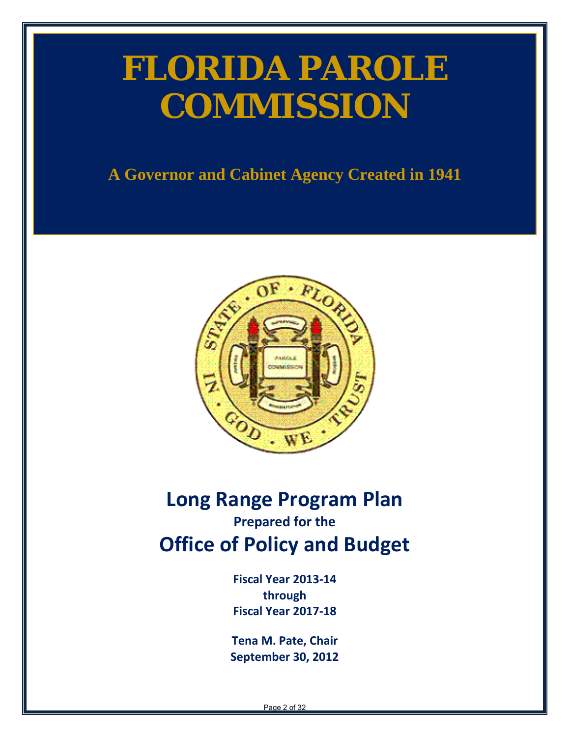# FLORIDA PAROLE COMMISSION

**A Governor and Cabinet Agency Created in 1941**

## Long Range Program Plan

**Prepared for the**

## Office of Policy and Budget

**Fiscal Year 2013-14**
**through**
**Fiscal Year 2017-18**

**Tena M. Pate, Chair**
**September 30, 2012**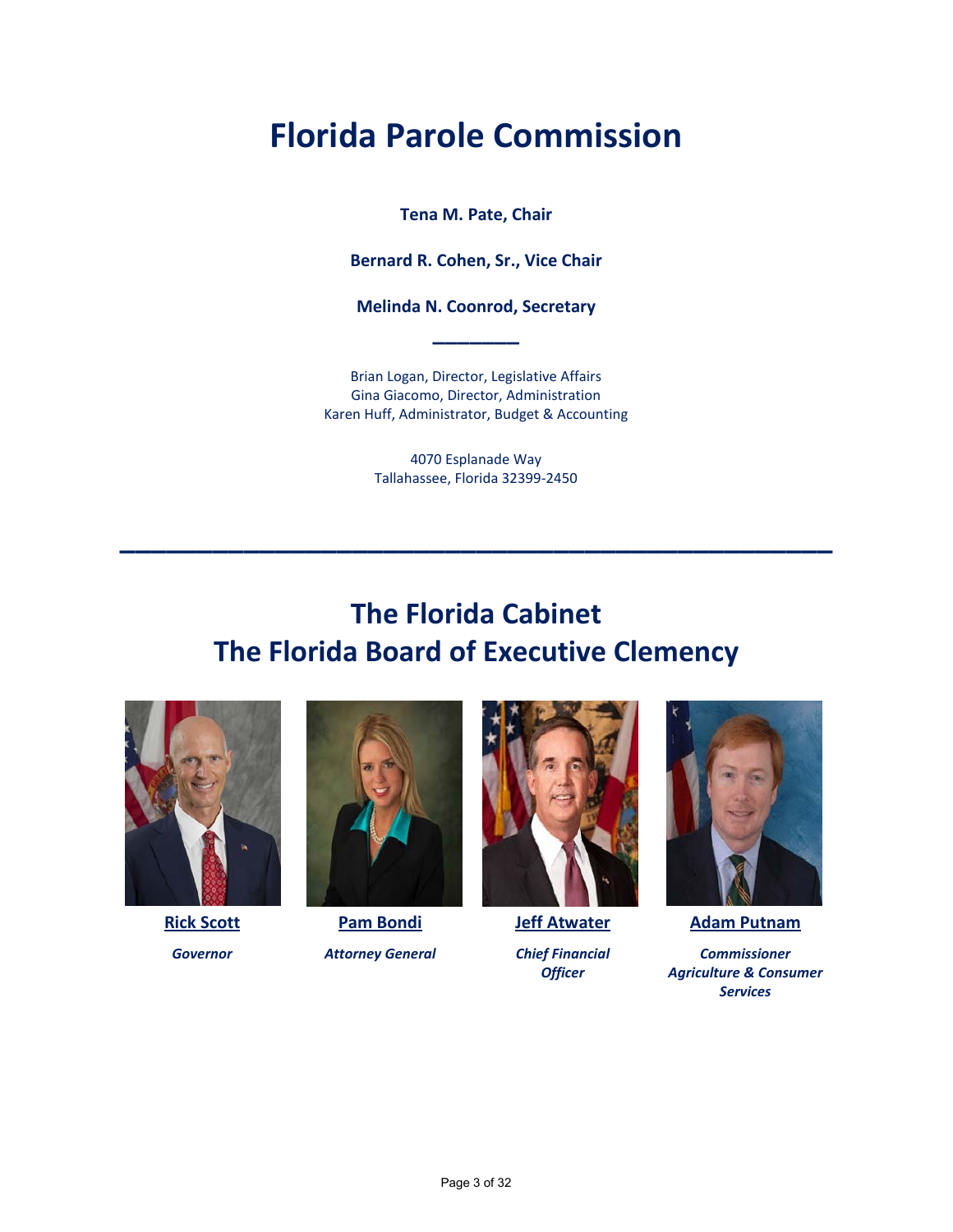# Florida Parole Commission

**Tena M. Pate, Chair**

**Bernard R. Cohen, Sr., Vice Chair**

**Melinda N. Coonrod, Secretary**

---

Brian Logan, Director, Legislative Affairs
Gina Giacomo, Director, Administration
Karen Huff, Administrator, Budget & Accounting

4070 Esplanade Way
Tallahassee, Florida 32399-2450

---

## The Florida Cabinet
## The Florida Board of Executive Clemency

**Rick Scott**
*Governor*

**Pam Bondi**
*Attorney General*

**Jeff Atwater**
*Chief Financial Officer*

**Adam Putnam**
*Commissioner Agriculture & Consumer Services*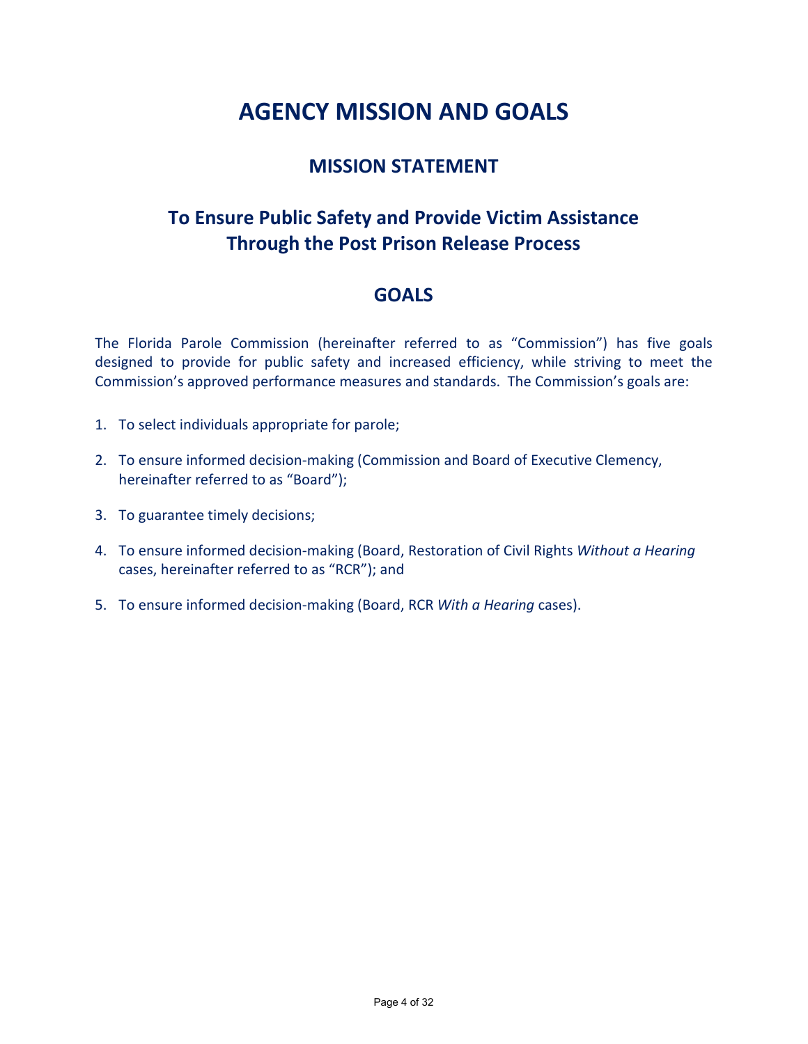# AGENCY MISSION AND GOALS

## MISSION STATEMENT

## To Ensure Public Safety and Provide Victim Assistance Through the Post Prison Release Process

## GOALS

The Florida Parole Commission (hereinafter referred to as "Commission") has five goals designed to provide for public safety and increased efficiency, while striving to meet the Commission's approved performance measures and standards. The Commission's goals are:

1. To select individuals appropriate for parole;
2. To ensure informed decision-making (Commission and Board of Executive Clemency, hereinafter referred to as "Board");
3. To guarantee timely decisions;
4. To ensure informed decision-making (Board, Restoration of Civil Rights *Without a Hearing* cases, hereinafter referred to as "RCR"); and
5. To ensure informed decision-making (Board, RCR *With a Hearing* cases).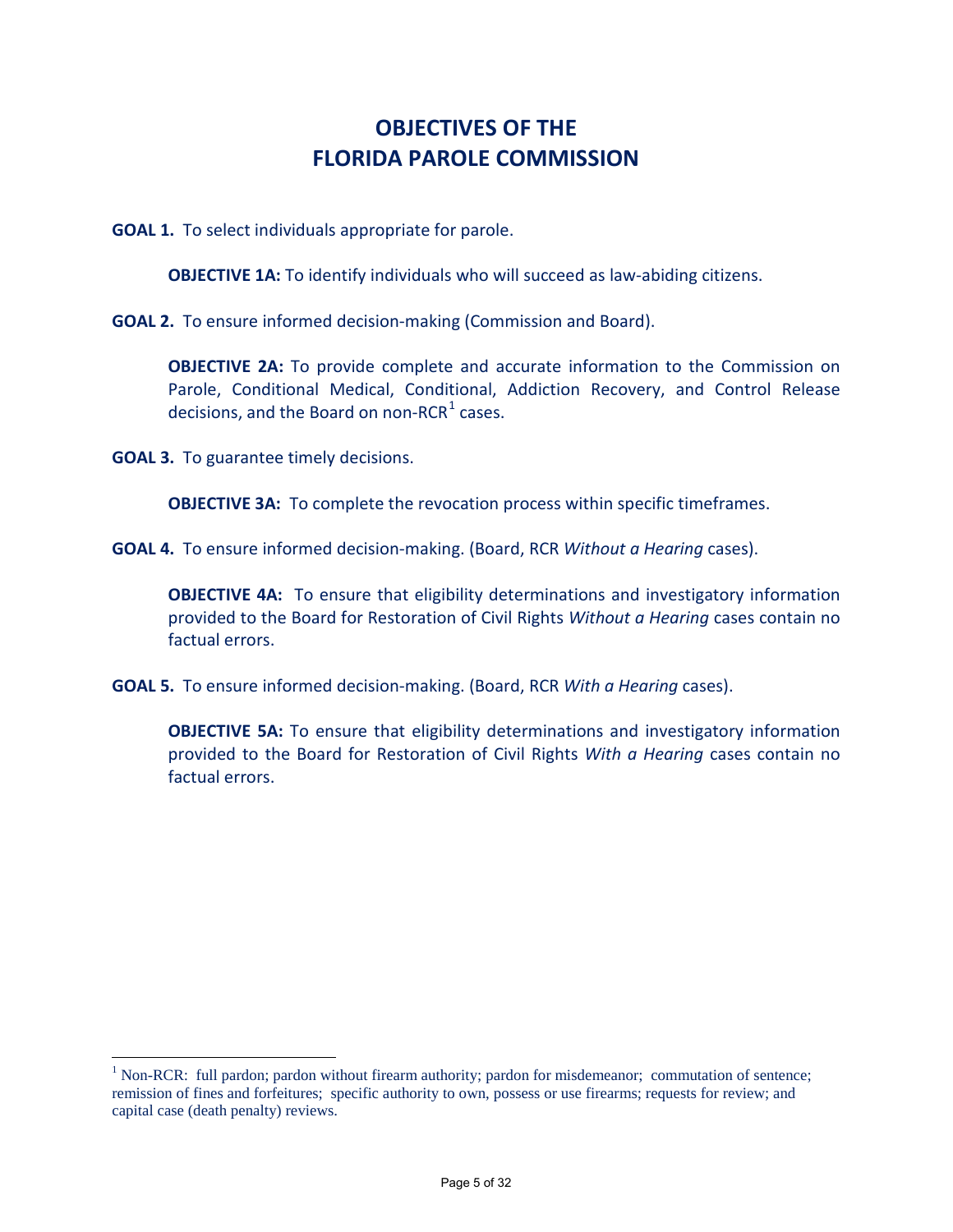# OBJECTIVES OF THE FLORIDA PAROLE COMMISSION

**GOAL 1.** To select individuals appropriate for parole.

> **OBJECTIVE 1A:** To identify individuals who will succeed as law-abiding citizens.

**GOAL 2.** To ensure informed decision-making (Commission and Board).

> **OBJECTIVE 2A:** To provide complete and accurate information to the Commission on Parole, Conditional Medical, Conditional, Addiction Recovery, and Control Release decisions, and the Board on non-RCR[1] cases.

**GOAL 3.** To guarantee timely decisions.

> **OBJECTIVE 3A:** To complete the revocation process within specific timeframes.

**GOAL 4.** To ensure informed decision-making. (Board, RCR *Without a Hearing* cases).

> **OBJECTIVE 4A:** To ensure that eligibility determinations and investigatory information provided to the Board for Restoration of Civil Rights *Without a Hearing* cases contain no factual errors.

**GOAL 5.** To ensure informed decision-making. (Board, RCR *With a Hearing* cases).

> **OBJECTIVE 5A:** To ensure that eligibility determinations and investigatory information provided to the Board for Restoration of Civil Rights *With a Hearing* cases contain no factual errors.

---

[1] Non-RCR: full pardon; pardon without firearm authority; pardon for misdemeanor; commutation of sentence; remission of fines and forfeitures; specific authority to own, possess or use firearms; requests for review; and capital case (death penalty) reviews.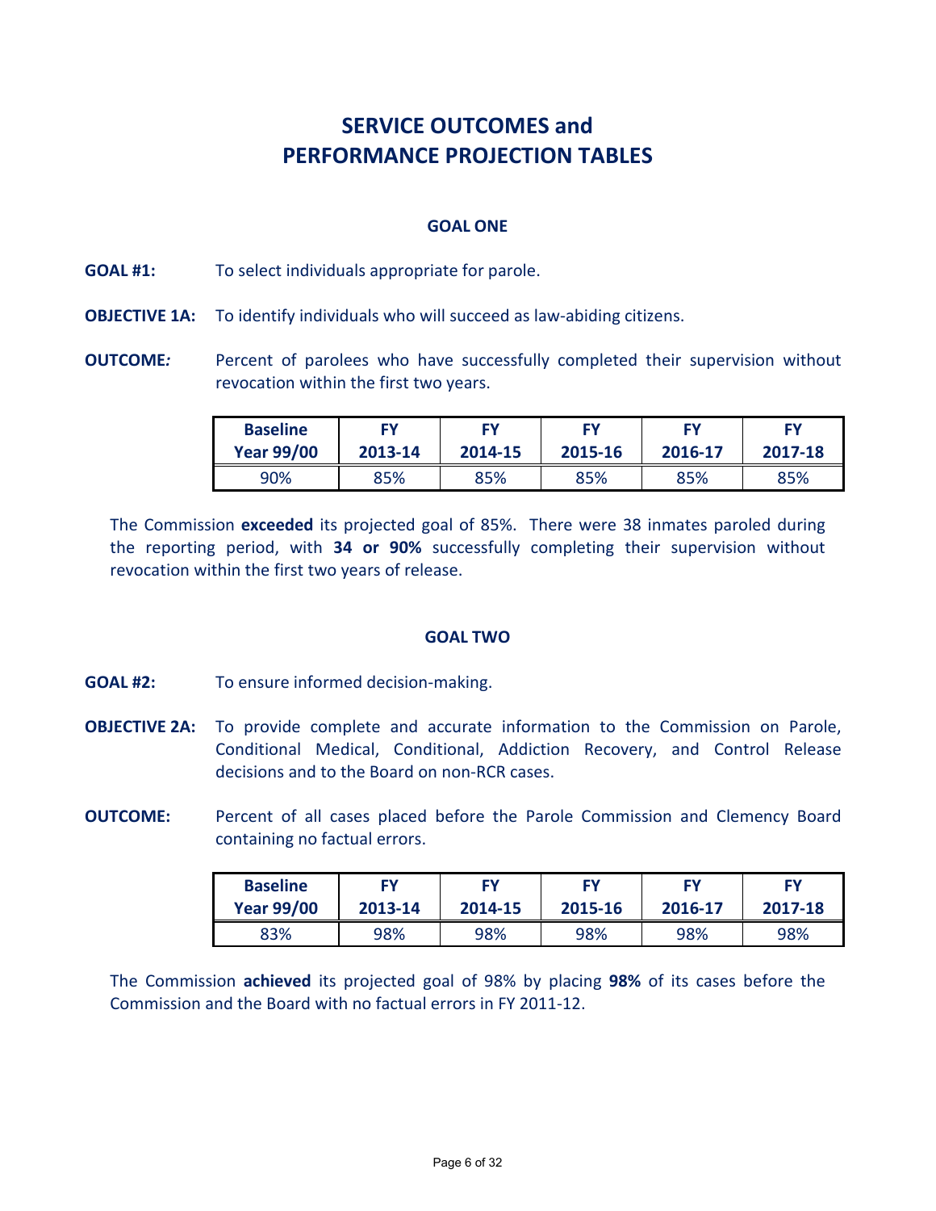# SERVICE OUTCOMES and PERFORMANCE PROJECTION TABLES

### GOAL ONE

**GOAL #1:** To select individuals appropriate for parole.

**OBJECTIVE 1A:** To identify individuals who will succeed as law-abiding citizens.

**OUTCOME:** Percent of parolees who have successfully completed their supervision without revocation within the first two years.

| Baseline Year 99/00 | FY 2013-14 | FY 2014-15 | FY 2015-16 | FY 2016-17 | FY 2017-18 |
|---|---|---|---|---|---|
| 90% | 85% | 85% | 85% | 85% | 85% |

The Commission **exceeded** its projected goal of 85%. There were 38 inmates paroled during the reporting period, with **34 or 90%** successfully completing their supervision without revocation within the first two years of release.

### GOAL TWO

**GOAL #2:** To ensure informed decision-making.

**OBJECTIVE 2A:** To provide complete and accurate information to the Commission on Parole, Conditional Medical, Conditional, Addiction Recovery, and Control Release decisions and to the Board on non-RCR cases.

**OUTCOME:** Percent of all cases placed before the Parole Commission and Clemency Board containing no factual errors.

| Baseline Year 99/00 | FY 2013-14 | FY 2014-15 | FY 2015-16 | FY 2016-17 | FY 2017-18 |
|---|---|---|---|---|---|
| 83% | 98% | 98% | 98% | 98% | 98% |

The Commission **achieved** its projected goal of 98% by placing **98%** of its cases before the Commission and the Board with no factual errors in FY 2011-12.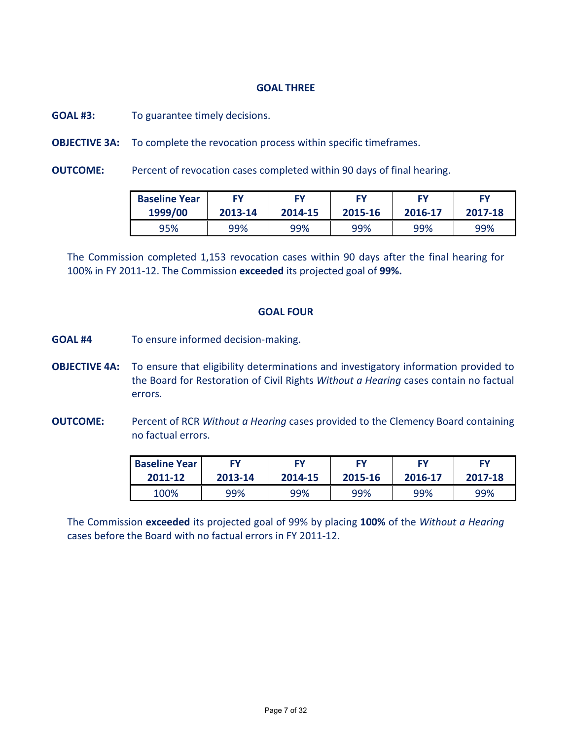## GOAL THREE

**GOAL #3:** To guarantee timely decisions.

**OBJECTIVE 3A:** To complete the revocation process within specific timeframes.

**OUTCOME:** Percent of revocation cases completed within 90 days of final hearing.

| Baseline Year 1999/00 | FY 2013-14 | FY 2014-15 | FY 2015-16 | FY 2016-17 | FY 2017-18 |
|---|---|---|---|---|---|
| 95% | 99% | 99% | 99% | 99% | 99% |

The Commission completed 1,153 revocation cases within 90 days after the final hearing for 100% in FY 2011-12. The Commission **exceeded** its projected goal of **99%.**

## GOAL FOUR

**GOAL #4** To ensure informed decision-making.

**OBJECTIVE 4A:** To ensure that eligibility determinations and investigatory information provided to the Board for Restoration of Civil Rights *Without a Hearing* cases contain no factual errors.

**OUTCOME:** Percent of RCR *Without a Hearing* cases provided to the Clemency Board containing no factual errors.

| Baseline Year 2011-12 | FY 2013-14 | FY 2014-15 | FY 2015-16 | FY 2016-17 | FY 2017-18 |
|---|---|---|---|---|---|
| 100% | 99% | 99% | 99% | 99% | 99% |

The Commission **exceeded** its projected goal of 99% by placing **100%** of the *Without a Hearing* cases before the Board with no factual errors in FY 2011-12.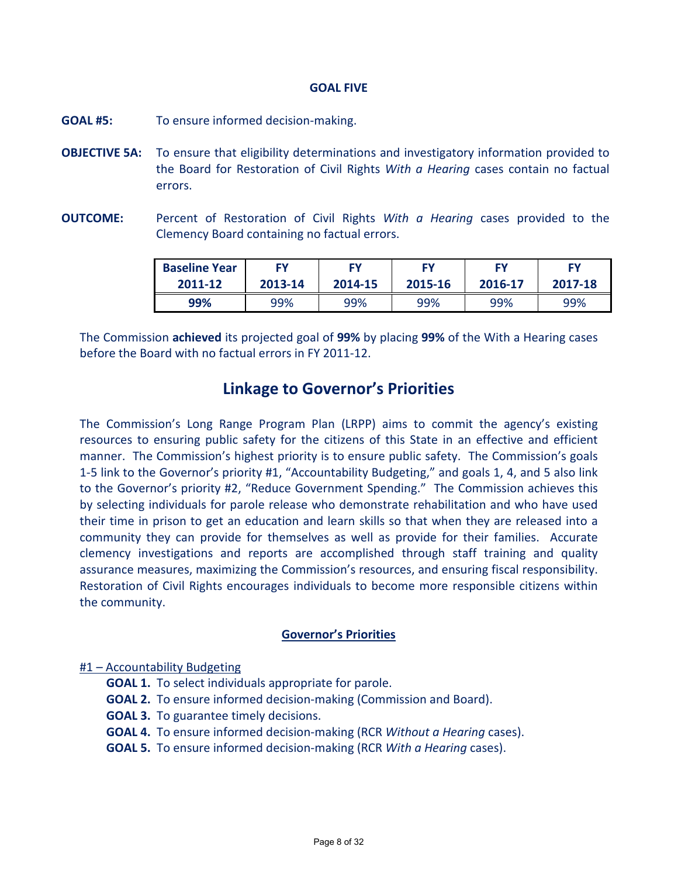### GOAL FIVE

**GOAL #5:** To ensure informed decision-making.

**OBJECTIVE 5A:** To ensure that eligibility determinations and investigatory information provided to the Board for Restoration of Civil Rights *With a Hearing* cases contain no factual errors.

**OUTCOME:** Percent of Restoration of Civil Rights *With a Hearing* cases provided to the Clemency Board containing no factual errors.

| Baseline Year 2011-12 | FY 2013-14 | FY 2014-15 | FY 2015-16 | FY 2016-17 | FY 2017-18 |
|---|---|---|---|---|---|
| **99%** | 99% | 99% | 99% | 99% | 99% |

The Commission **achieved** its projected goal of **99%** by placing **99%** of the With a Hearing cases before the Board with no factual errors in FY 2011-12.

## Linkage to Governor's Priorities

The Commission's Long Range Program Plan (LRPP) aims to commit the agency's existing resources to ensuring public safety for the citizens of this State in an effective and efficient manner. The Commission's highest priority is to ensure public safety. The Commission's goals 1-5 link to the Governor's priority #1, "Accountability Budgeting," and goals 1, 4, and 5 also link to the Governor's priority #2, "Reduce Government Spending." The Commission achieves this by selecting individuals for parole release who demonstrate rehabilitation and who have used their time in prison to get an education and learn skills so that when they are released into a community they can provide for themselves as well as provide for their families. Accurate clemency investigations and reports are accomplished through staff training and quality assurance measures, maximizing the Commission's resources, and ensuring fiscal responsibility. Restoration of Civil Rights encourages individuals to become more responsible citizens within the community.

### Governor's Priorities

#1 – Accountability Budgeting

- **GOAL 1.** To select individuals appropriate for parole.
- **GOAL 2.** To ensure informed decision-making (Commission and Board).
- **GOAL 3.** To guarantee timely decisions.
- **GOAL 4.** To ensure informed decision-making (RCR *Without a Hearing* cases).
- **GOAL 5.** To ensure informed decision-making (RCR *With a Hearing* cases).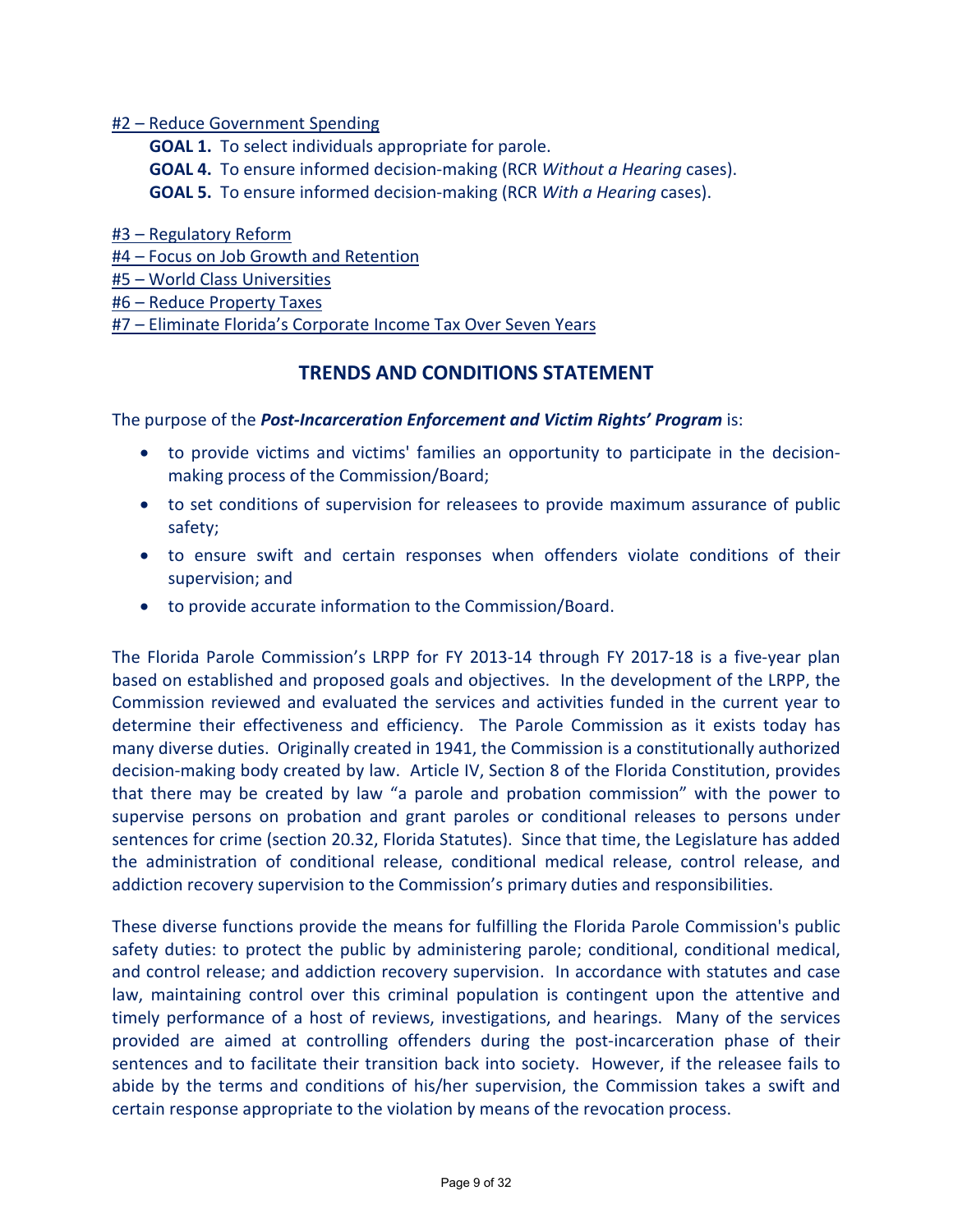#2 – Reduce Government Spending

**GOAL 1.** To select individuals appropriate for parole.
**GOAL 4.** To ensure informed decision-making (RCR *Without a Hearing* cases).
**GOAL 5.** To ensure informed decision-making (RCR *With a Hearing* cases).

#3 – Regulatory Reform
#4 – Focus on Job Growth and Retention
#5 – World Class Universities
#6 – Reduce Property Taxes
#7 – Eliminate Florida's Corporate Income Tax Over Seven Years

## TRENDS AND CONDITIONS STATEMENT

The purpose of the ***Post-Incarceration Enforcement and Victim Rights' Program*** is:

- to provide victims and victims' families an opportunity to participate in the decision-making process of the Commission/Board;
- to set conditions of supervision for releasees to provide maximum assurance of public safety;
- to ensure swift and certain responses when offenders violate conditions of their supervision; and
- to provide accurate information to the Commission/Board.

The Florida Parole Commission's LRPP for FY 2013-14 through FY 2017-18 is a five-year plan based on established and proposed goals and objectives. In the development of the LRPP, the Commission reviewed and evaluated the services and activities funded in the current year to determine their effectiveness and efficiency. The Parole Commission as it exists today has many diverse duties. Originally created in 1941, the Commission is a constitutionally authorized decision-making body created by law. Article IV, Section 8 of the Florida Constitution, provides that there may be created by law "a parole and probation commission" with the power to supervise persons on probation and grant paroles or conditional releases to persons under sentences for crime (section 20.32, Florida Statutes). Since that time, the Legislature has added the administration of conditional release, conditional medical release, control release, and addiction recovery supervision to the Commission's primary duties and responsibilities.

These diverse functions provide the means for fulfilling the Florida Parole Commission's public safety duties: to protect the public by administering parole; conditional, conditional medical, and control release; and addiction recovery supervision. In accordance with statutes and case law, maintaining control over this criminal population is contingent upon the attentive and timely performance of a host of reviews, investigations, and hearings. Many of the services provided are aimed at controlling offenders during the post-incarceration phase of their sentences and to facilitate their transition back into society. However, if the releasee fails to abide by the terms and conditions of his/her supervision, the Commission takes a swift and certain response appropriate to the violation by means of the revocation process.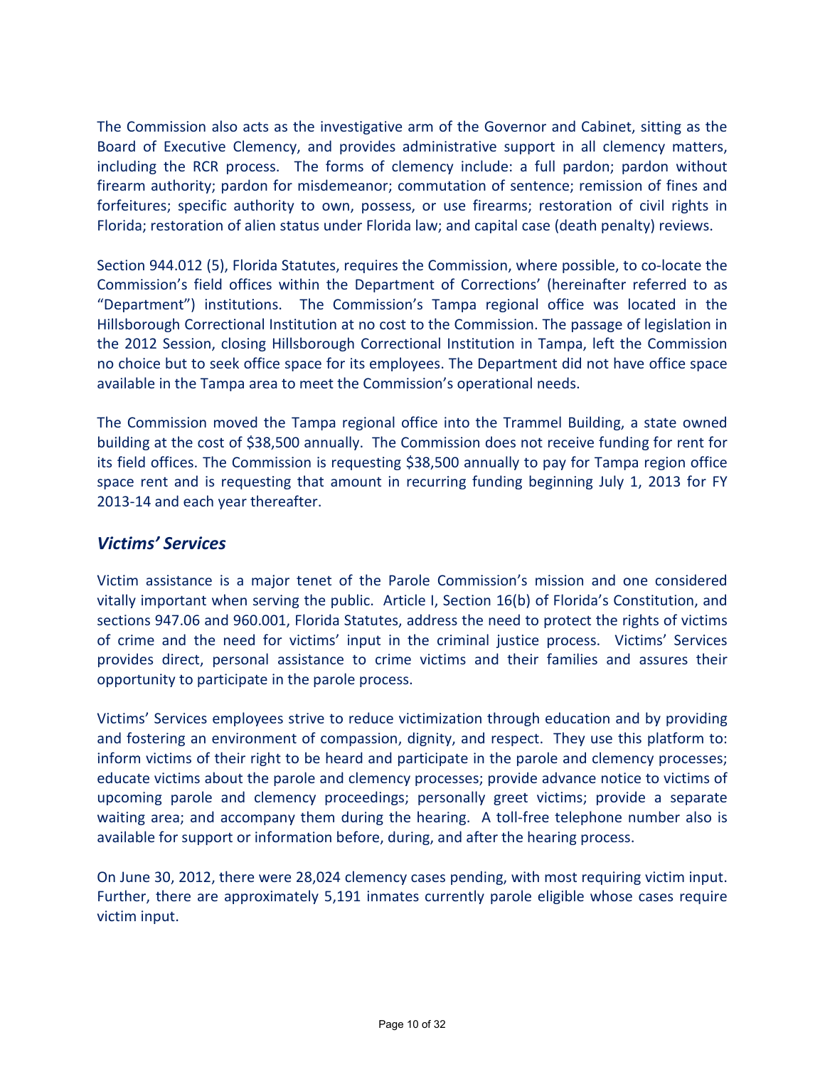The Commission also acts as the investigative arm of the Governor and Cabinet, sitting as the Board of Executive Clemency, and provides administrative support in all clemency matters, including the RCR process. The forms of clemency include: a full pardon; pardon without firearm authority; pardon for misdemeanor; commutation of sentence; remission of fines and forfeitures; specific authority to own, possess, or use firearms; restoration of civil rights in Florida; restoration of alien status under Florida law; and capital case (death penalty) reviews.

Section 944.012 (5), Florida Statutes, requires the Commission, where possible, to co-locate the Commission's field offices within the Department of Corrections' (hereinafter referred to as "Department") institutions. The Commission's Tampa regional office was located in the Hillsborough Correctional Institution at no cost to the Commission. The passage of legislation in the 2012 Session, closing Hillsborough Correctional Institution in Tampa, left the Commission no choice but to seek office space for its employees. The Department did not have office space available in the Tampa area to meet the Commission's operational needs.

The Commission moved the Tampa regional office into the Trammel Building, a state owned building at the cost of $38,500 annually. The Commission does not receive funding for rent for its field offices. The Commission is requesting $38,500 annually to pay for Tampa region office space rent and is requesting that amount in recurring funding beginning July 1, 2013 for FY 2013-14 and each year thereafter.

## *Victims' Services*

Victim assistance is a major tenet of the Parole Commission's mission and one considered vitally important when serving the public. Article I, Section 16(b) of Florida's Constitution, and sections 947.06 and 960.001, Florida Statutes, address the need to protect the rights of victims of crime and the need for victims' input in the criminal justice process. Victims' Services provides direct, personal assistance to crime victims and their families and assures their opportunity to participate in the parole process.

Victims' Services employees strive to reduce victimization through education and by providing and fostering an environment of compassion, dignity, and respect. They use this platform to: inform victims of their right to be heard and participate in the parole and clemency processes; educate victims about the parole and clemency processes; provide advance notice to victims of upcoming parole and clemency proceedings; personally greet victims; provide a separate waiting area; and accompany them during the hearing. A toll-free telephone number also is available for support or information before, during, and after the hearing process.

On June 30, 2012, there were 28,024 clemency cases pending, with most requiring victim input. Further, there are approximately 5,191 inmates currently parole eligible whose cases require victim input.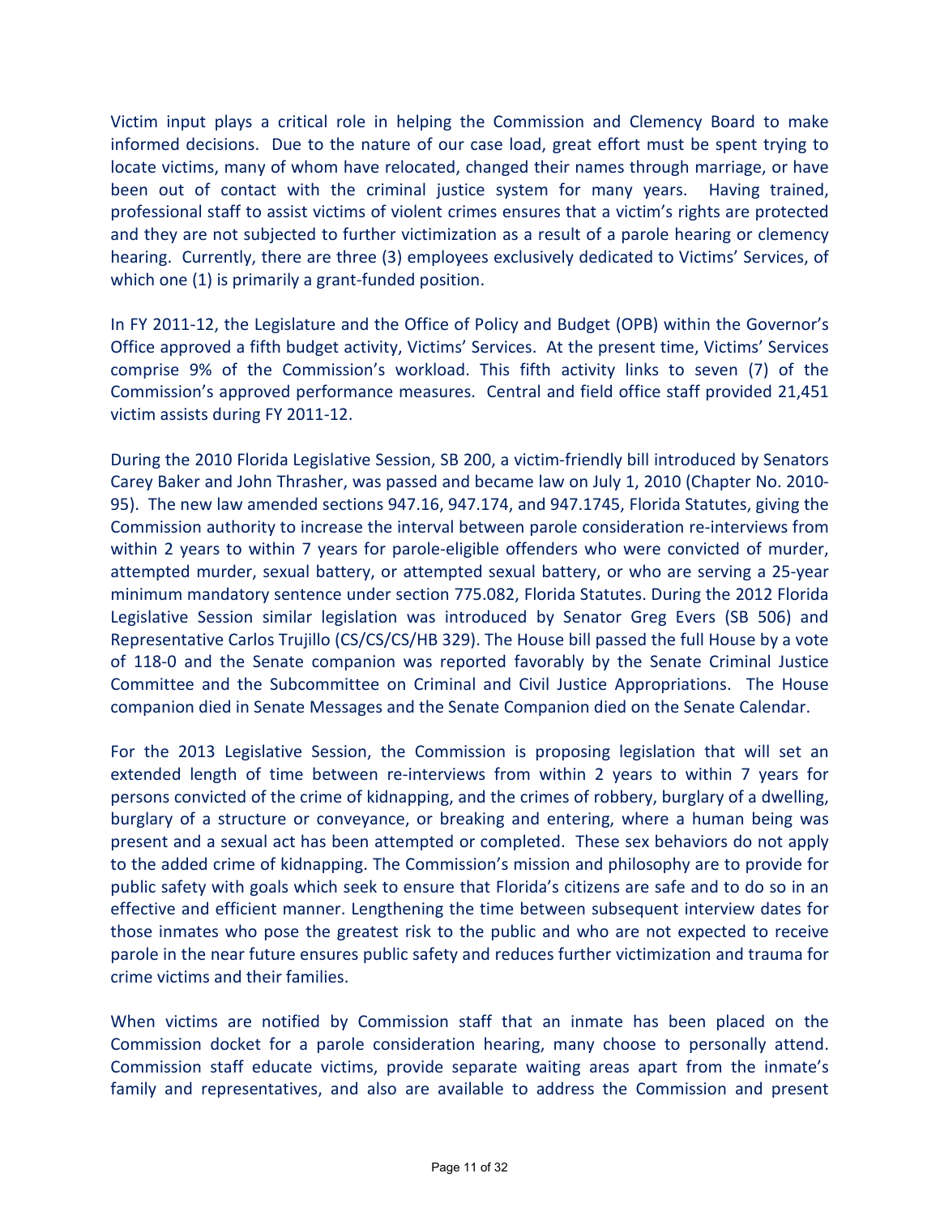Victim input plays a critical role in helping the Commission and Clemency Board to make informed decisions. Due to the nature of our case load, great effort must be spent trying to locate victims, many of whom have relocated, changed their names through marriage, or have been out of contact with the criminal justice system for many years. Having trained, professional staff to assist victims of violent crimes ensures that a victim's rights are protected and they are not subjected to further victimization as a result of a parole hearing or clemency hearing. Currently, there are three (3) employees exclusively dedicated to Victims' Services, of which one (1) is primarily a grant-funded position.

In FY 2011-12, the Legislature and the Office of Policy and Budget (OPB) within the Governor's Office approved a fifth budget activity, Victims' Services. At the present time, Victims' Services comprise 9% of the Commission's workload. This fifth activity links to seven (7) of the Commission's approved performance measures. Central and field office staff provided 21,451 victim assists during FY 2011-12.

During the 2010 Florida Legislative Session, SB 200, a victim-friendly bill introduced by Senators Carey Baker and John Thrasher, was passed and became law on July 1, 2010 (Chapter No. 2010-95). The new law amended sections 947.16, 947.174, and 947.1745, Florida Statutes, giving the Commission authority to increase the interval between parole consideration re-interviews from within 2 years to within 7 years for parole-eligible offenders who were convicted of murder, attempted murder, sexual battery, or attempted sexual battery, or who are serving a 25-year minimum mandatory sentence under section 775.082, Florida Statutes. During the 2012 Florida Legislative Session similar legislation was introduced by Senator Greg Evers (SB 506) and Representative Carlos Trujillo (CS/CS/CS/HB 329). The House bill passed the full House by a vote of 118-0 and the Senate companion was reported favorably by the Senate Criminal Justice Committee and the Subcommittee on Criminal and Civil Justice Appropriations. The House companion died in Senate Messages and the Senate Companion died on the Senate Calendar.

For the 2013 Legislative Session, the Commission is proposing legislation that will set an extended length of time between re-interviews from within 2 years to within 7 years for persons convicted of the crime of kidnapping, and the crimes of robbery, burglary of a dwelling, burglary of a structure or conveyance, or breaking and entering, where a human being was present and a sexual act has been attempted or completed. These sex behaviors do not apply to the added crime of kidnapping. The Commission's mission and philosophy are to provide for public safety with goals which seek to ensure that Florida's citizens are safe and to do so in an effective and efficient manner. Lengthening the time between subsequent interview dates for those inmates who pose the greatest risk to the public and who are not expected to receive parole in the near future ensures public safety and reduces further victimization and trauma for crime victims and their families.

When victims are notified by Commission staff that an inmate has been placed on the Commission docket for a parole consideration hearing, many choose to personally attend. Commission staff educate victims, provide separate waiting areas apart from the inmate's family and representatives, and also are available to address the Commission and present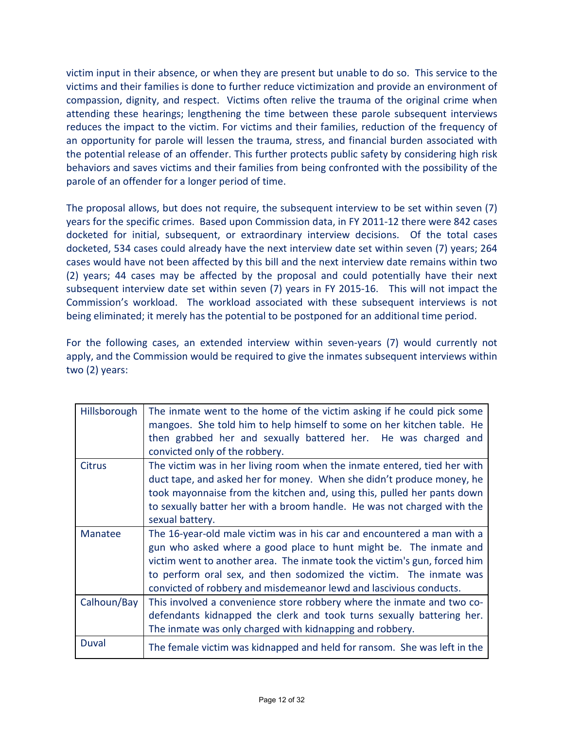victim input in their absence, or when they are present but unable to do so. This service to the victims and their families is done to further reduce victimization and provide an environment of compassion, dignity, and respect. Victims often relive the trauma of the original crime when attending these hearings; lengthening the time between these parole subsequent interviews reduces the impact to the victim. For victims and their families, reduction of the frequency of an opportunity for parole will lessen the trauma, stress, and financial burden associated with the potential release of an offender. This further protects public safety by considering high risk behaviors and saves victims and their families from being confronted with the possibility of the parole of an offender for a longer period of time.

The proposal allows, but does not require, the subsequent interview to be set within seven (7) years for the specific crimes. Based upon Commission data, in FY 2011-12 there were 842 cases docketed for initial, subsequent, or extraordinary interview decisions. Of the total cases docketed, 534 cases could already have the next interview date set within seven (7) years; 264 cases would have not been affected by this bill and the next interview date remains within two (2) years; 44 cases may be affected by the proposal and could potentially have their next subsequent interview date set within seven (7) years in FY 2015-16. This will not impact the Commission's workload. The workload associated with these subsequent interviews is not being eliminated; it merely has the potential to be postponed for an additional time period.

For the following cases, an extended interview within seven-years (7) would currently not apply, and the Commission would be required to give the inmates subsequent interviews within two (2) years:

| | |
|---|---|
| Hillsborough | The inmate went to the home of the victim asking if he could pick some mangoes. She told him to help himself to some on her kitchen table. He then grabbed her and sexually battered her. He was charged and convicted only of the robbery. |
| Citrus | The victim was in her living room when the inmate entered, tied her with duct tape, and asked her for money. When she didn't produce money, he took mayonnaise from the kitchen and, using this, pulled her pants down to sexually batter her with a broom handle. He was not charged with the sexual battery. |
| Manatee | The 16-year-old male victim was in his car and encountered a man with a gun who asked where a good place to hunt might be. The inmate and victim went to another area. The inmate took the victim's gun, forced him to perform oral sex, and then sodomized the victim. The inmate was convicted of robbery and misdemeanor lewd and lascivious conducts. |
| Calhoun/Bay | This involved a convenience store robbery where the inmate and two co-defendants kidnapped the clerk and took turns sexually battering her. The inmate was only charged with kidnapping and robbery. |
| Duval | The female victim was kidnapped and held for ransom. She was left in the |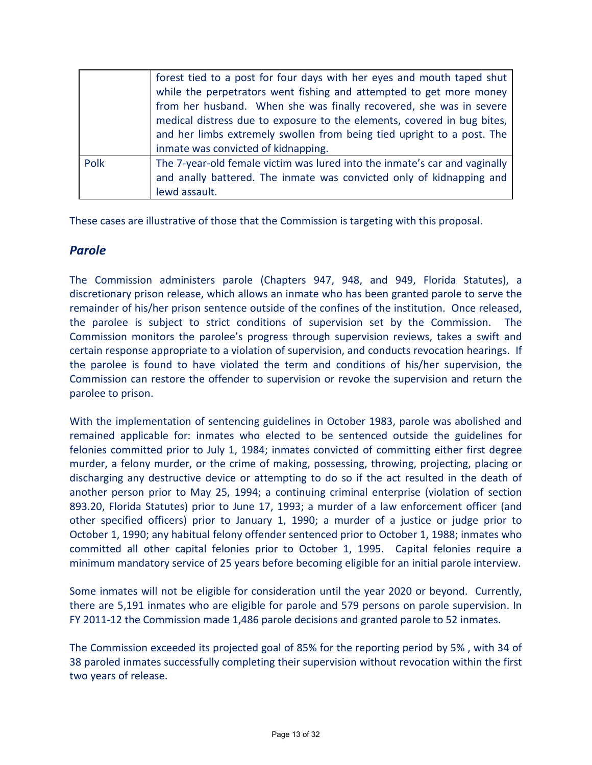| | |
|---|---|
| | forest tied to a post for four days with her eyes and mouth taped shut while the perpetrators went fishing and attempted to get more money from her husband. When she was finally recovered, she was in severe medical distress due to exposure to the elements, covered in bug bites, and her limbs extremely swollen from being tied upright to a post. The inmate was convicted of kidnapping. |
| Polk | The 7-year-old female victim was lured into the inmate's car and vaginally and anally battered. The inmate was convicted only of kidnapping and lewd assault. |

These cases are illustrative of those that the Commission is targeting with this proposal.

## *Parole*

The Commission administers parole (Chapters 947, 948, and 949, Florida Statutes), a discretionary prison release, which allows an inmate who has been granted parole to serve the remainder of his/her prison sentence outside of the confines of the institution. Once released, the parolee is subject to strict conditions of supervision set by the Commission. The Commission monitors the parolee's progress through supervision reviews, takes a swift and certain response appropriate to a violation of supervision, and conducts revocation hearings. If the parolee is found to have violated the term and conditions of his/her supervision, the Commission can restore the offender to supervision or revoke the supervision and return the parolee to prison.

With the implementation of sentencing guidelines in October 1983, parole was abolished and remained applicable for: inmates who elected to be sentenced outside the guidelines for felonies committed prior to July 1, 1984; inmates convicted of committing either first degree murder, a felony murder, or the crime of making, possessing, throwing, projecting, placing or discharging any destructive device or attempting to do so if the act resulted in the death of another person prior to May 25, 1994; a continuing criminal enterprise (violation of section 893.20, Florida Statutes) prior to June 17, 1993; a murder of a law enforcement officer (and other specified officers) prior to January 1, 1990; a murder of a justice or judge prior to October 1, 1990; any habitual felony offender sentenced prior to October 1, 1988; inmates who committed all other capital felonies prior to October 1, 1995. Capital felonies require a minimum mandatory service of 25 years before becoming eligible for an initial parole interview.

Some inmates will not be eligible for consideration until the year 2020 or beyond. Currently, there are 5,191 inmates who are eligible for parole and 579 persons on parole supervision. In FY 2011-12 the Commission made 1,486 parole decisions and granted parole to 52 inmates.

The Commission exceeded its projected goal of 85% for the reporting period by 5% , with 34 of 38 paroled inmates successfully completing their supervision without revocation within the first two years of release.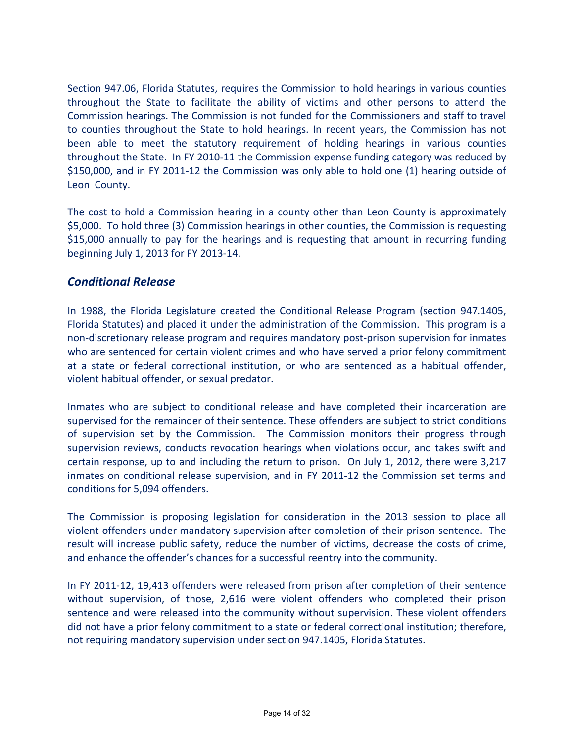Section 947.06, Florida Statutes, requires the Commission to hold hearings in various counties throughout the State to facilitate the ability of victims and other persons to attend the Commission hearings. The Commission is not funded for the Commissioners and staff to travel to counties throughout the State to hold hearings. In recent years, the Commission has not been able to meet the statutory requirement of holding hearings in various counties throughout the State. In FY 2010-11 the Commission expense funding category was reduced by \$150,000, and in FY 2011-12 the Commission was only able to hold one (1) hearing outside of Leon County.

The cost to hold a Commission hearing in a county other than Leon County is approximately \$5,000. To hold three (3) Commission hearings in other counties, the Commission is requesting \$15,000 annually to pay for the hearings and is requesting that amount in recurring funding beginning July 1, 2013 for FY 2013-14.

## *Conditional Release*

In 1988, the Florida Legislature created the Conditional Release Program (section 947.1405, Florida Statutes) and placed it under the administration of the Commission. This program is a non-discretionary release program and requires mandatory post-prison supervision for inmates who are sentenced for certain violent crimes and who have served a prior felony commitment at a state or federal correctional institution, or who are sentenced as a habitual offender, violent habitual offender, or sexual predator.

Inmates who are subject to conditional release and have completed their incarceration are supervised for the remainder of their sentence. These offenders are subject to strict conditions of supervision set by the Commission. The Commission monitors their progress through supervision reviews, conducts revocation hearings when violations occur, and takes swift and certain response, up to and including the return to prison. On July 1, 2012, there were 3,217 inmates on conditional release supervision, and in FY 2011-12 the Commission set terms and conditions for 5,094 offenders.

The Commission is proposing legislation for consideration in the 2013 session to place all violent offenders under mandatory supervision after completion of their prison sentence. The result will increase public safety, reduce the number of victims, decrease the costs of crime, and enhance the offender's chances for a successful reentry into the community.

In FY 2011-12, 19,413 offenders were released from prison after completion of their sentence without supervision, of those, 2,616 were violent offenders who completed their prison sentence and were released into the community without supervision. These violent offenders did not have a prior felony commitment to a state or federal correctional institution; therefore, not requiring mandatory supervision under section 947.1405, Florida Statutes.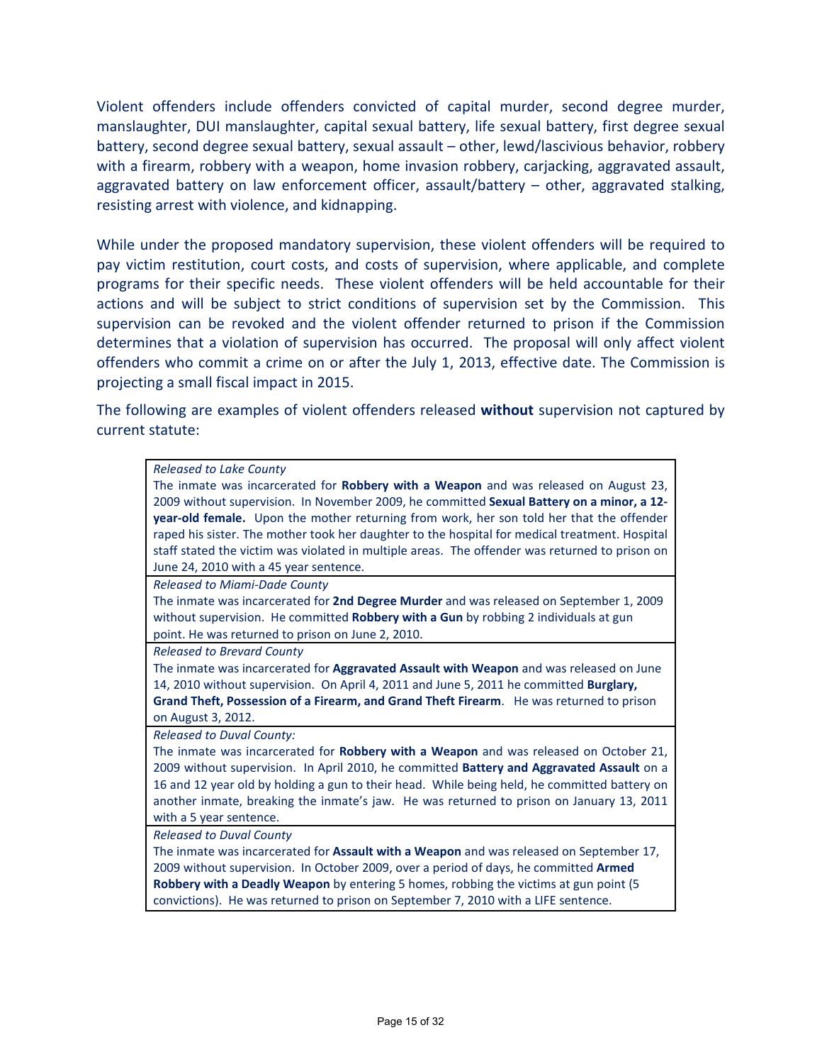Violent offenders include offenders convicted of capital murder, second degree murder, manslaughter, DUI manslaughter, capital sexual battery, life sexual battery, first degree sexual battery, second degree sexual battery, sexual assault – other, lewd/lascivious behavior, robbery with a firearm, robbery with a weapon, home invasion robbery, carjacking, aggravated assault, aggravated battery on law enforcement officer, assault/battery – other, aggravated stalking, resisting arrest with violence, and kidnapping.

While under the proposed mandatory supervision, these violent offenders will be required to pay victim restitution, court costs, and costs of supervision, where applicable, and complete programs for their specific needs. These violent offenders will be held accountable for their actions and will be subject to strict conditions of supervision set by the Commission. This supervision can be revoked and the violent offender returned to prison if the Commission determines that a violation of supervision has occurred. The proposal will only affect violent offenders who commit a crime on or after the July 1, 2013, effective date. The Commission is projecting a small fiscal impact in 2015.

The following are examples of violent offenders released **without** supervision not captured by current statute:

| |
|---|
| *Released to Lake County*<br>The inmate was incarcerated for **Robbery with a Weapon** and was released on August 23, 2009 without supervision. In November 2009, he committed **Sexual Battery on a minor, a 12-year-old female.** Upon the mother returning from work, her son told her that the offender raped his sister. The mother took her daughter to the hospital for medical treatment. Hospital staff stated the victim was violated in multiple areas. The offender was returned to prison on June 24, 2010 with a 45 year sentence. |
| *Released to Miami-Dade County*<br>The inmate was incarcerated for **2nd Degree Murder** and was released on September 1, 2009 without supervision. He committed **Robbery with a Gun** by robbing 2 individuals at gun point. He was returned to prison on June 2, 2010. |
| *Released to Brevard County*<br>The inmate was incarcerated for **Aggravated Assault with Weapon** and was released on June 14, 2010 without supervision. On April 4, 2011 and June 5, 2011 he committed **Burglary, Grand Theft, Possession of a Firearm, and Grand Theft Firearm**. He was returned to prison on August 3, 2012. |
| *Released to Duval County:*<br>The inmate was incarcerated for **Robbery with a Weapon** and was released on October 21, 2009 without supervision. In April 2010, he committed **Battery and Aggravated Assault** on a 16 and 12 year old by holding a gun to their head. While being held, he committed battery on another inmate, breaking the inmate's jaw. He was returned to prison on January 13, 2011 with a 5 year sentence. |
| *Released to Duval County*<br>The inmate was incarcerated for **Assault with a Weapon** and was released on September 17, 2009 without supervision. In October 2009, over a period of days, he committed **Armed Robbery with a Deadly Weapon** by entering 5 homes, robbing the victims at gun point (5 convictions). He was returned to prison on September 7, 2010 with a LIFE sentence. |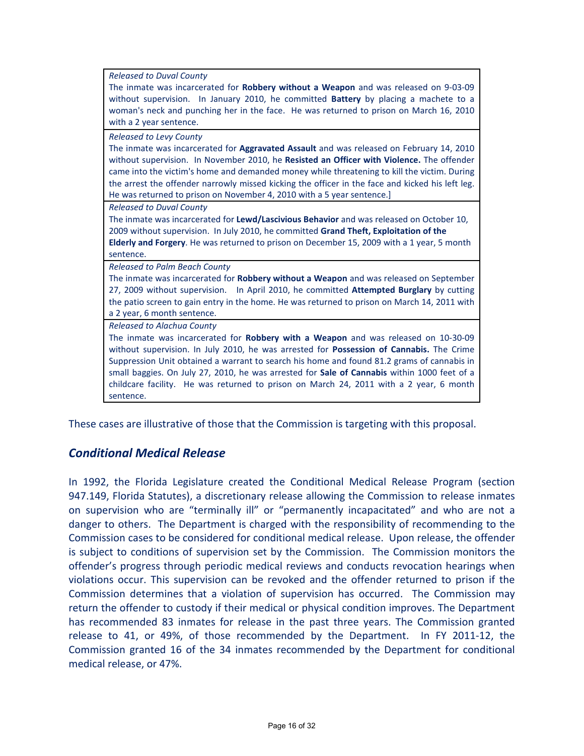| |
|---|
| *Released to Duval County*<br>The inmate was incarcerated for **Robbery without a Weapon** and was released on 9-03-09 without supervision. In January 2010, he committed **Battery** by placing a machete to a woman's neck and punching her in the face. He was returned to prison on March 16, 2010 with a 2 year sentence. |
| *Released to Levy County*<br>The inmate was incarcerated for **Aggravated Assault** and was released on February 14, 2010 without supervision. In November 2010, he **Resisted an Officer with Violence.** The offender came into the victim's home and demanded money while threatening to kill the victim. During the arrest the offender narrowly missed kicking the officer in the face and kicked his left leg. He was returned to prison on November 4, 2010 with a 5 year sentence.] |
| *Released to Duval County*<br>The inmate was incarcerated for **Lewd/Lascivious Behavior** and was released on October 10, 2009 without supervision. In July 2010, he committed **Grand Theft, Exploitation of the Elderly and Forgery**. He was returned to prison on December 15, 2009 with a 1 year, 5 month sentence. |
| *Released to Palm Beach County*<br>The inmate was incarcerated for **Robbery without a Weapon** and was released on September 27, 2009 without supervision. In April 2010, he committed **Attempted Burglary** by cutting the patio screen to gain entry in the home. He was returned to prison on March 14, 2011 with a 2 year, 6 month sentence. |
| *Released to Alachua County*<br>The inmate was incarcerated for **Robbery with a Weapon** and was released on 10-30-09 without supervision. In July 2010, he was arrested for **Possession of Cannabis.** The Crime Suppression Unit obtained a warrant to search his home and found 81.2 grams of cannabis in small baggies. On July 27, 2010, he was arrested for **Sale of Cannabis** within 1000 feet of a childcare facility. He was returned to prison on March 24, 2011 with a 2 year, 6 month sentence. |

These cases are illustrative of those that the Commission is targeting with this proposal.

## *Conditional Medical Release*

In 1992, the Florida Legislature created the Conditional Medical Release Program (section 947.149, Florida Statutes), a discretionary release allowing the Commission to release inmates on supervision who are "terminally ill" or "permanently incapacitated" and who are not a danger to others. The Department is charged with the responsibility of recommending to the Commission cases to be considered for conditional medical release. Upon release, the offender is subject to conditions of supervision set by the Commission. The Commission monitors the offender's progress through periodic medical reviews and conducts revocation hearings when violations occur. This supervision can be revoked and the offender returned to prison if the Commission determines that a violation of supervision has occurred. The Commission may return the offender to custody if their medical or physical condition improves. The Department has recommended 83 inmates for release in the past three years. The Commission granted release to 41, or 49%, of those recommended by the Department. In FY 2011-12, the Commission granted 16 of the 34 inmates recommended by the Department for conditional medical release, or 47%.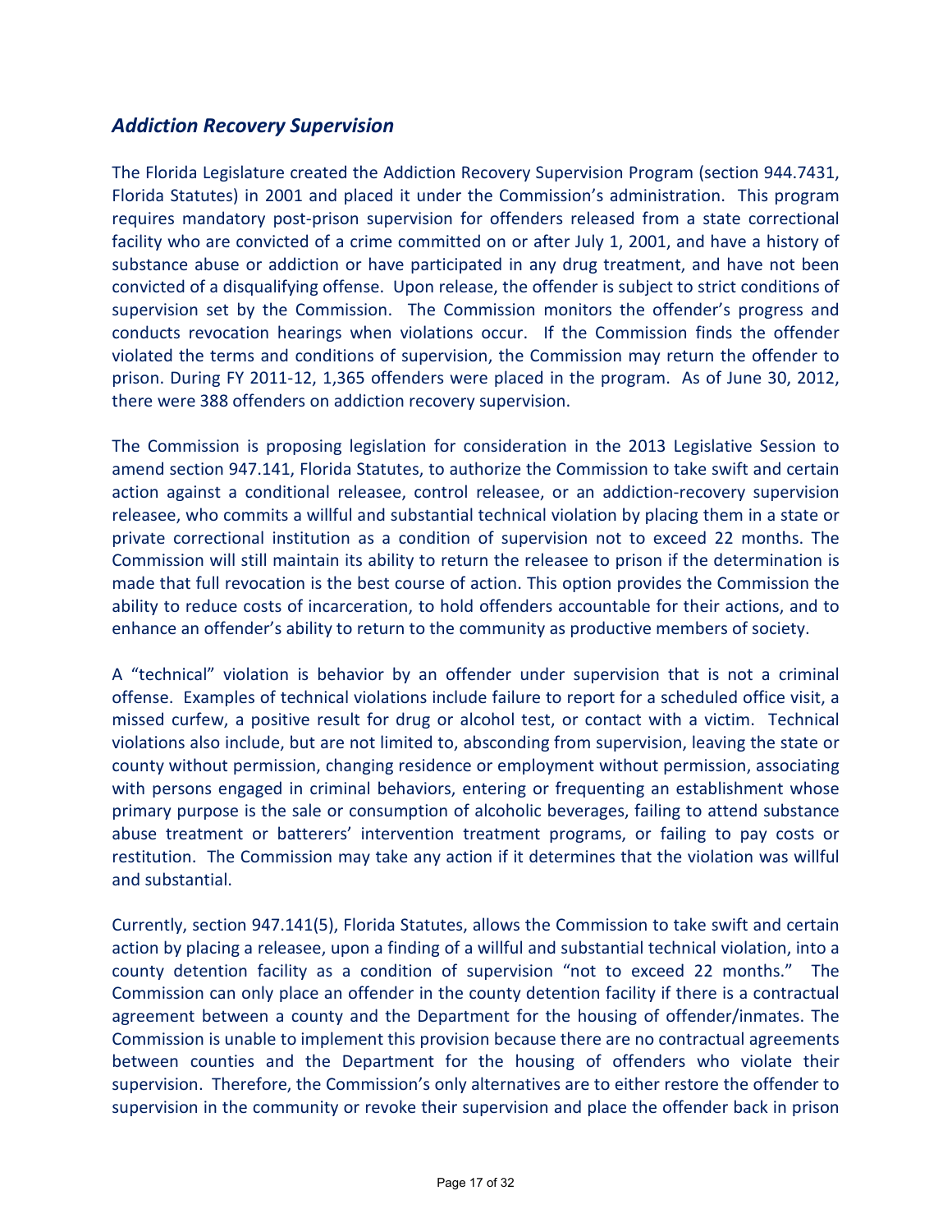## *Addiction Recovery Supervision*

The Florida Legislature created the Addiction Recovery Supervision Program (section 944.7431, Florida Statutes) in 2001 and placed it under the Commission's administration. This program requires mandatory post-prison supervision for offenders released from a state correctional facility who are convicted of a crime committed on or after July 1, 2001, and have a history of substance abuse or addiction or have participated in any drug treatment, and have not been convicted of a disqualifying offense. Upon release, the offender is subject to strict conditions of supervision set by the Commission. The Commission monitors the offender's progress and conducts revocation hearings when violations occur. If the Commission finds the offender violated the terms and conditions of supervision, the Commission may return the offender to prison. During FY 2011-12, 1,365 offenders were placed in the program. As of June 30, 2012, there were 388 offenders on addiction recovery supervision.

The Commission is proposing legislation for consideration in the 2013 Legislative Session to amend section 947.141, Florida Statutes, to authorize the Commission to take swift and certain action against a conditional releasee, control releasee, or an addiction-recovery supervision releasee, who commits a willful and substantial technical violation by placing them in a state or private correctional institution as a condition of supervision not to exceed 22 months. The Commission will still maintain its ability to return the releasee to prison if the determination is made that full revocation is the best course of action. This option provides the Commission the ability to reduce costs of incarceration, to hold offenders accountable for their actions, and to enhance an offender's ability to return to the community as productive members of society.

A "technical" violation is behavior by an offender under supervision that is not a criminal offense. Examples of technical violations include failure to report for a scheduled office visit, a missed curfew, a positive result for drug or alcohol test, or contact with a victim. Technical violations also include, but are not limited to, absconding from supervision, leaving the state or county without permission, changing residence or employment without permission, associating with persons engaged in criminal behaviors, entering or frequenting an establishment whose primary purpose is the sale or consumption of alcoholic beverages, failing to attend substance abuse treatment or batterers' intervention treatment programs, or failing to pay costs or restitution. The Commission may take any action if it determines that the violation was willful and substantial.

Currently, section 947.141(5), Florida Statutes, allows the Commission to take swift and certain action by placing a releasee, upon a finding of a willful and substantial technical violation, into a county detention facility as a condition of supervision "not to exceed 22 months." The Commission can only place an offender in the county detention facility if there is a contractual agreement between a county and the Department for the housing of offender/inmates. The Commission is unable to implement this provision because there are no contractual agreements between counties and the Department for the housing of offenders who violate their supervision. Therefore, the Commission's only alternatives are to either restore the offender to supervision in the community or revoke their supervision and place the offender back in prison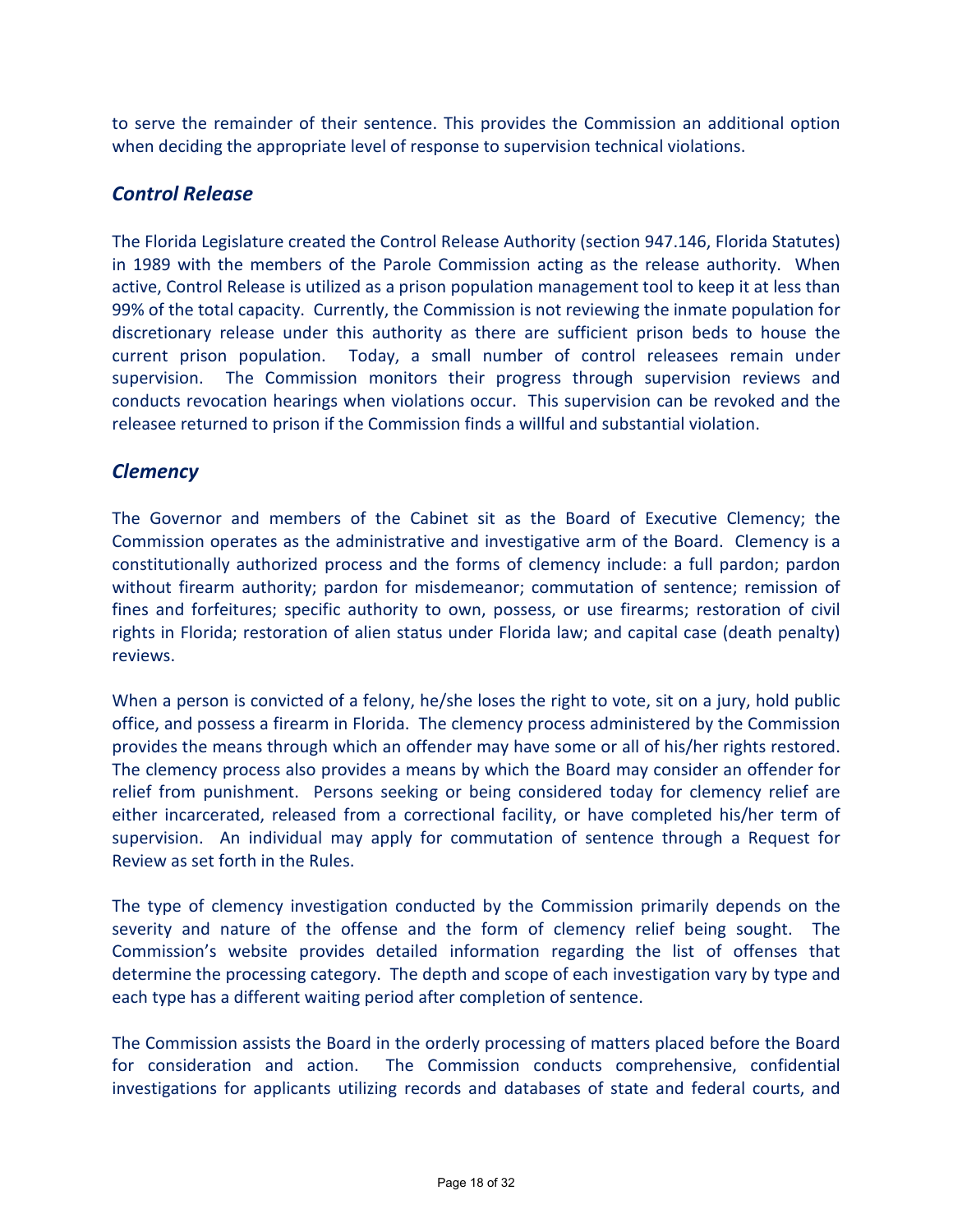to serve the remainder of their sentence. This provides the Commission an additional option when deciding the appropriate level of response to supervision technical violations.

## *Control Release*

The Florida Legislature created the Control Release Authority (section 947.146, Florida Statutes) in 1989 with the members of the Parole Commission acting as the release authority. When active, Control Release is utilized as a prison population management tool to keep it at less than 99% of the total capacity. Currently, the Commission is not reviewing the inmate population for discretionary release under this authority as there are sufficient prison beds to house the current prison population. Today, a small number of control releasees remain under supervision. The Commission monitors their progress through supervision reviews and conducts revocation hearings when violations occur. This supervision can be revoked and the releasee returned to prison if the Commission finds a willful and substantial violation.

## *Clemency*

The Governor and members of the Cabinet sit as the Board of Executive Clemency; the Commission operates as the administrative and investigative arm of the Board. Clemency is a constitutionally authorized process and the forms of clemency include: a full pardon; pardon without firearm authority; pardon for misdemeanor; commutation of sentence; remission of fines and forfeitures; specific authority to own, possess, or use firearms; restoration of civil rights in Florida; restoration of alien status under Florida law; and capital case (death penalty) reviews.

When a person is convicted of a felony, he/she loses the right to vote, sit on a jury, hold public office, and possess a firearm in Florida. The clemency process administered by the Commission provides the means through which an offender may have some or all of his/her rights restored. The clemency process also provides a means by which the Board may consider an offender for relief from punishment. Persons seeking or being considered today for clemency relief are either incarcerated, released from a correctional facility, or have completed his/her term of supervision. An individual may apply for commutation of sentence through a Request for Review as set forth in the Rules.

The type of clemency investigation conducted by the Commission primarily depends on the severity and nature of the offense and the form of clemency relief being sought. The Commission's website provides detailed information regarding the list of offenses that determine the processing category. The depth and scope of each investigation vary by type and each type has a different waiting period after completion of sentence.

The Commission assists the Board in the orderly processing of matters placed before the Board for consideration and action. The Commission conducts comprehensive, confidential investigations for applicants utilizing records and databases of state and federal courts, and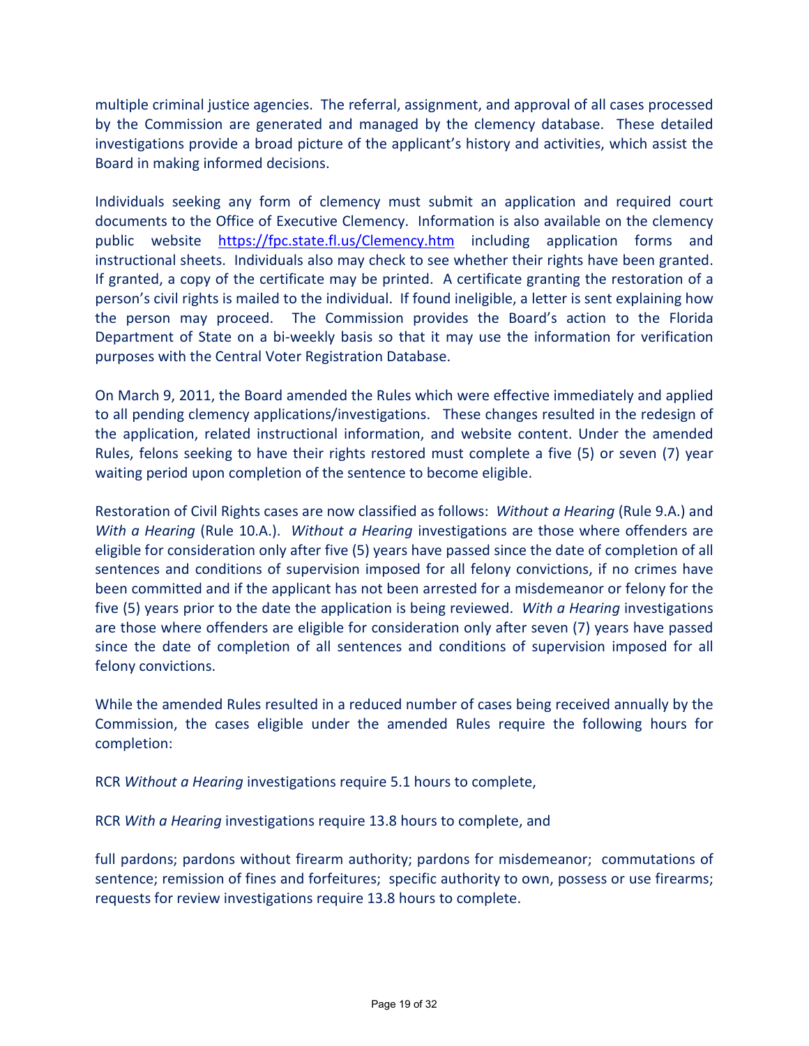multiple criminal justice agencies. The referral, assignment, and approval of all cases processed by the Commission are generated and managed by the clemency database. These detailed investigations provide a broad picture of the applicant's history and activities, which assist the Board in making informed decisions.

Individuals seeking any form of clemency must submit an application and required court documents to the Office of Executive Clemency. Information is also available on the clemency public website [https://fpc.state.fl.us/Clemency.htm](https://fpc.state.fl.us/Clemency.htm) including application forms and instructional sheets. Individuals also may check to see whether their rights have been granted. If granted, a copy of the certificate may be printed. A certificate granting the restoration of a person's civil rights is mailed to the individual. If found ineligible, a letter is sent explaining how the person may proceed. The Commission provides the Board's action to the Florida Department of State on a bi-weekly basis so that it may use the information for verification purposes with the Central Voter Registration Database.

On March 9, 2011, the Board amended the Rules which were effective immediately and applied to all pending clemency applications/investigations. These changes resulted in the redesign of the application, related instructional information, and website content. Under the amended Rules, felons seeking to have their rights restored must complete a five (5) or seven (7) year waiting period upon completion of the sentence to become eligible.

Restoration of Civil Rights cases are now classified as follows: *Without a Hearing* (Rule 9.A.) and *With a Hearing* (Rule 10.A.). *Without a Hearing* investigations are those where offenders are eligible for consideration only after five (5) years have passed since the date of completion of all sentences and conditions of supervision imposed for all felony convictions, if no crimes have been committed and if the applicant has not been arrested for a misdemeanor or felony for the five (5) years prior to the date the application is being reviewed. *With a Hearing* investigations are those where offenders are eligible for consideration only after seven (7) years have passed since the date of completion of all sentences and conditions of supervision imposed for all felony convictions.

While the amended Rules resulted in a reduced number of cases being received annually by the Commission, the cases eligible under the amended Rules require the following hours for completion:

RCR *Without a Hearing* investigations require 5.1 hours to complete,

RCR *With a Hearing* investigations require 13.8 hours to complete, and

full pardons; pardons without firearm authority; pardons for misdemeanor; commutations of sentence; remission of fines and forfeitures; specific authority to own, possess or use firearms; requests for review investigations require 13.8 hours to complete.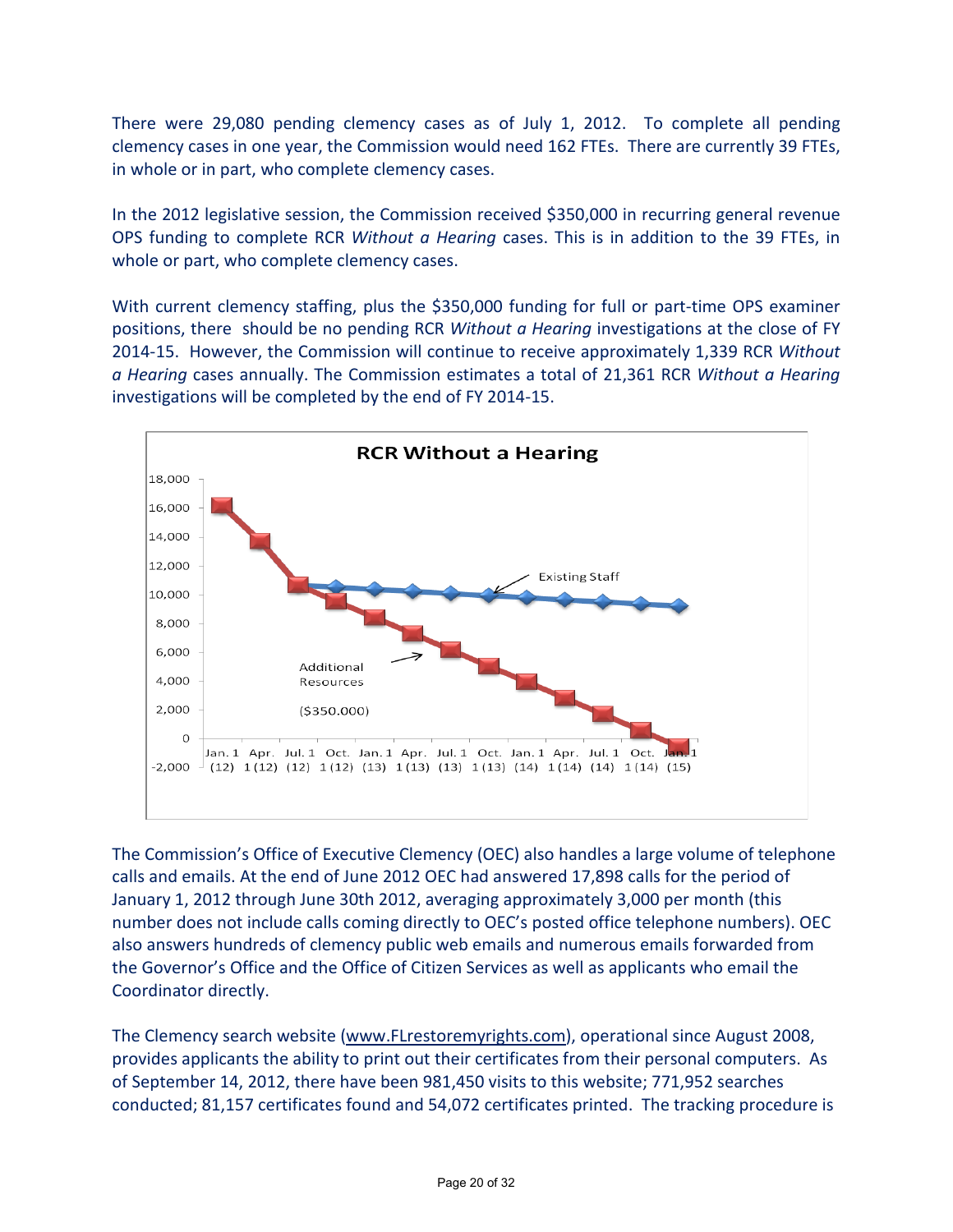There were 29,080 pending clemency cases as of July 1, 2012. To complete all pending clemency cases in one year, the Commission would need 162 FTEs. There are currently 39 FTEs, in whole or in part, who complete clemency cases.

In the 2012 legislative session, the Commission received $350,000 in recurring general revenue OPS funding to complete RCR *Without a Hearing* cases. This is in addition to the 39 FTEs, in whole or part, who complete clemency cases.

With current clemency staffing, plus the $350,000 funding for full or part-time OPS examiner positions, there should be no pending RCR *Without a Hearing* investigations at the close of FY 2014-15. However, the Commission will continue to receive approximately 1,339 RCR *Without a Hearing* cases annually. The Commission estimates a total of 21,361 RCR *Without a Hearing* investigations will be completed by the end of FY 2014-15.

The Commission's Office of Executive Clemency (OEC) also handles a large volume of telephone calls and emails. At the end of June 2012 OEC had answered 17,898 calls for the period of January 1, 2012 through June 30th 2012, averaging approximately 3,000 per month (this number does not include calls coming directly to OEC's posted office telephone numbers). OEC also answers hundreds of clemency public web emails and numerous emails forwarded from the Governor's Office and the Office of Citizen Services as well as applicants who email the Coordinator directly.

The Clemency search website (www.FLrestoremyrights.com), operational since August 2008, provides applicants the ability to print out their certificates from their personal computers. As of September 14, 2012, there have been 981,450 visits to this website; 771,952 searches conducted; 81,157 certificates found and 54,072 certificates printed. The tracking procedure is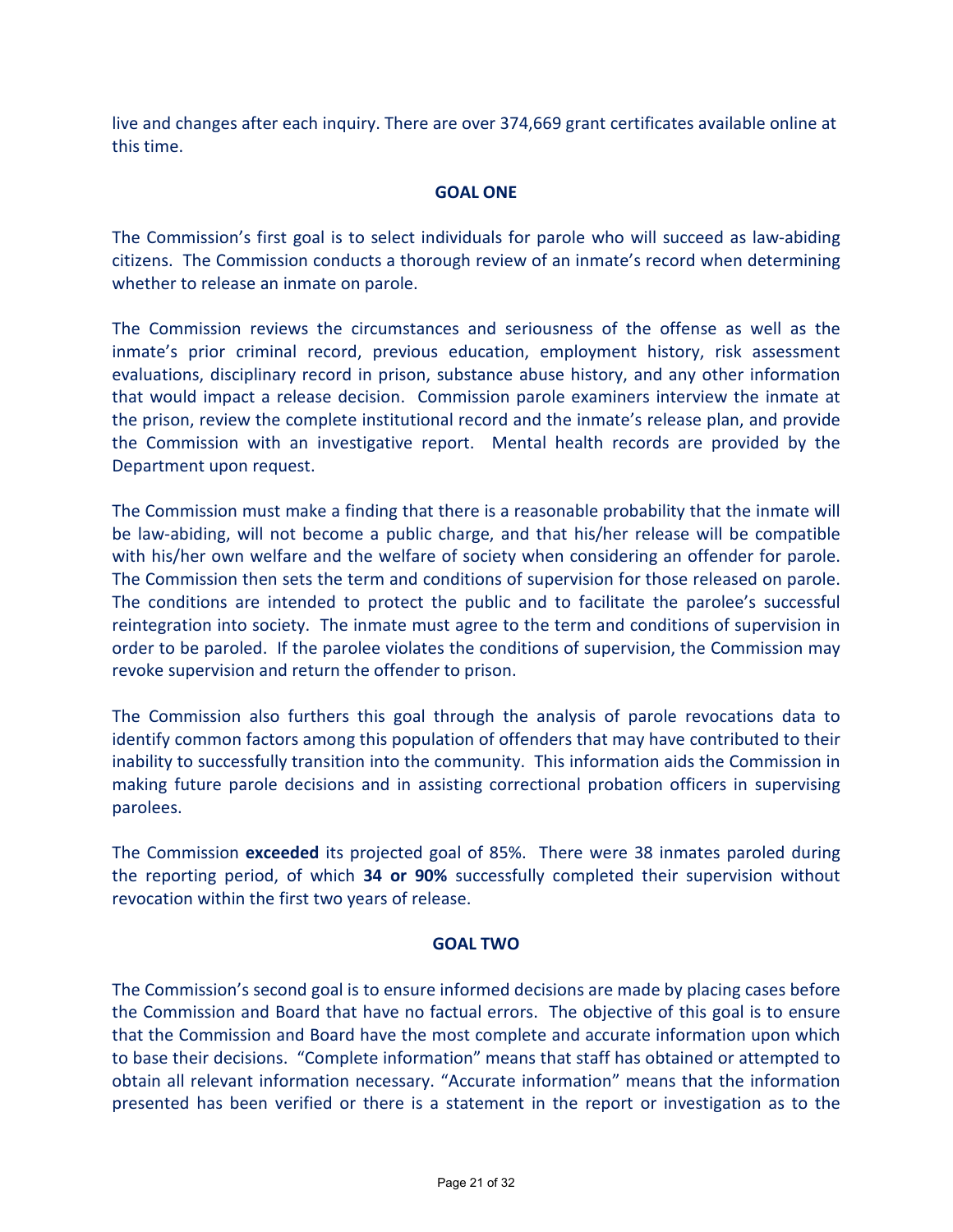live and changes after each inquiry. There are over 374,669 grant certificates available online at this time.

## GOAL ONE

The Commission's first goal is to select individuals for parole who will succeed as law-abiding citizens. The Commission conducts a thorough review of an inmate's record when determining whether to release an inmate on parole.

The Commission reviews the circumstances and seriousness of the offense as well as the inmate's prior criminal record, previous education, employment history, risk assessment evaluations, disciplinary record in prison, substance abuse history, and any other information that would impact a release decision. Commission parole examiners interview the inmate at the prison, review the complete institutional record and the inmate's release plan, and provide the Commission with an investigative report. Mental health records are provided by the Department upon request.

The Commission must make a finding that there is a reasonable probability that the inmate will be law-abiding, will not become a public charge, and that his/her release will be compatible with his/her own welfare and the welfare of society when considering an offender for parole. The Commission then sets the term and conditions of supervision for those released on parole. The conditions are intended to protect the public and to facilitate the parolee's successful reintegration into society. The inmate must agree to the term and conditions of supervision in order to be paroled. If the parolee violates the conditions of supervision, the Commission may revoke supervision and return the offender to prison.

The Commission also furthers this goal through the analysis of parole revocations data to identify common factors among this population of offenders that may have contributed to their inability to successfully transition into the community. This information aids the Commission in making future parole decisions and in assisting correctional probation officers in supervising parolees.

The Commission **exceeded** its projected goal of 85%. There were 38 inmates paroled during the reporting period, of which **34 or 90%** successfully completed their supervision without revocation within the first two years of release.

## GOAL TWO

The Commission's second goal is to ensure informed decisions are made by placing cases before the Commission and Board that have no factual errors. The objective of this goal is to ensure that the Commission and Board have the most complete and accurate information upon which to base their decisions. "Complete information" means that staff has obtained or attempted to obtain all relevant information necessary. "Accurate information" means that the information presented has been verified or there is a statement in the report or investigation as to the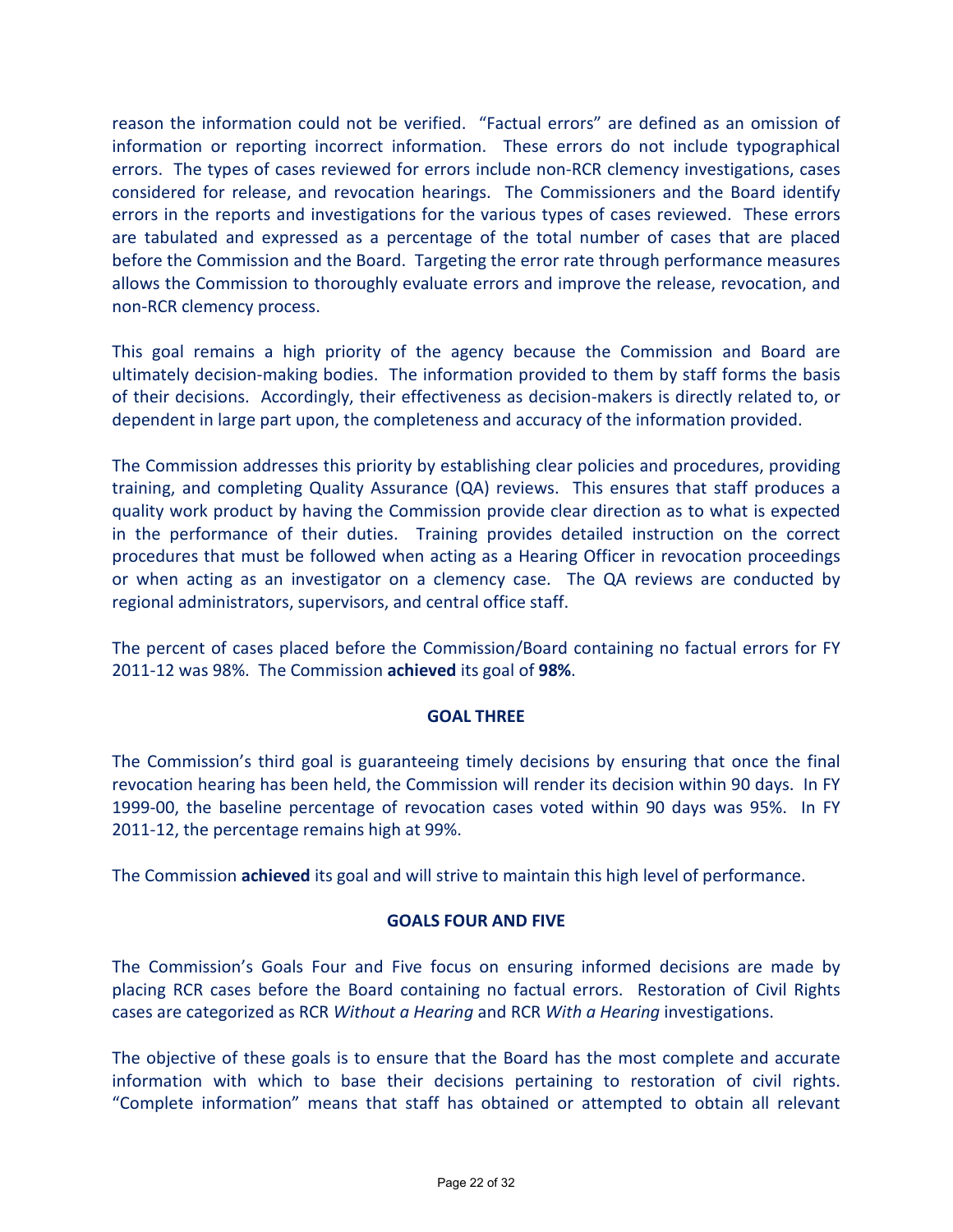reason the information could not be verified. "Factual errors" are defined as an omission of information or reporting incorrect information. These errors do not include typographical errors. The types of cases reviewed for errors include non-RCR clemency investigations, cases considered for release, and revocation hearings. The Commissioners and the Board identify errors in the reports and investigations for the various types of cases reviewed. These errors are tabulated and expressed as a percentage of the total number of cases that are placed before the Commission and the Board. Targeting the error rate through performance measures allows the Commission to thoroughly evaluate errors and improve the release, revocation, and non-RCR clemency process.

This goal remains a high priority of the agency because the Commission and Board are ultimately decision-making bodies. The information provided to them by staff forms the basis of their decisions. Accordingly, their effectiveness as decision-makers is directly related to, or dependent in large part upon, the completeness and accuracy of the information provided.

The Commission addresses this priority by establishing clear policies and procedures, providing training, and completing Quality Assurance (QA) reviews. This ensures that staff produces a quality work product by having the Commission provide clear direction as to what is expected in the performance of their duties. Training provides detailed instruction on the correct procedures that must be followed when acting as a Hearing Officer in revocation proceedings or when acting as an investigator on a clemency case. The QA reviews are conducted by regional administrators, supervisors, and central office staff.

The percent of cases placed before the Commission/Board containing no factual errors for FY 2011-12 was 98%. The Commission **achieved** its goal of **98%**.

## GOAL THREE

The Commission's third goal is guaranteeing timely decisions by ensuring that once the final revocation hearing has been held, the Commission will render its decision within 90 days. In FY 1999-00, the baseline percentage of revocation cases voted within 90 days was 95%. In FY 2011-12, the percentage remains high at 99%.

The Commission **achieved** its goal and will strive to maintain this high level of performance.

## GOALS FOUR AND FIVE

The Commission's Goals Four and Five focus on ensuring informed decisions are made by placing RCR cases before the Board containing no factual errors. Restoration of Civil Rights cases are categorized as RCR *Without a Hearing* and RCR *With a Hearing* investigations.

The objective of these goals is to ensure that the Board has the most complete and accurate information with which to base their decisions pertaining to restoration of civil rights. "Complete information" means that staff has obtained or attempted to obtain all relevant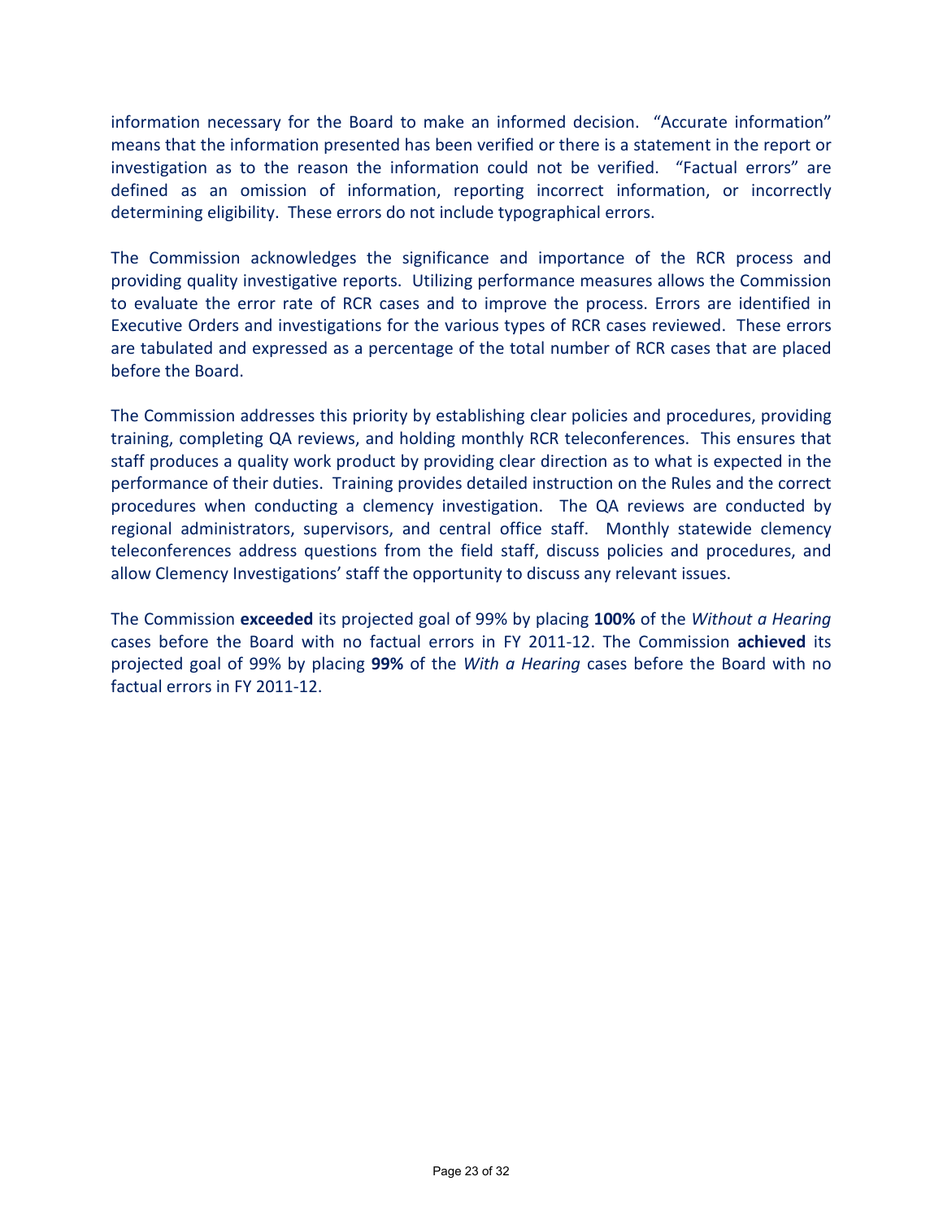information necessary for the Board to make an informed decision. "Accurate information" means that the information presented has been verified or there is a statement in the report or investigation as to the reason the information could not be verified. "Factual errors" are defined as an omission of information, reporting incorrect information, or incorrectly determining eligibility. These errors do not include typographical errors.

The Commission acknowledges the significance and importance of the RCR process and providing quality investigative reports. Utilizing performance measures allows the Commission to evaluate the error rate of RCR cases and to improve the process. Errors are identified in Executive Orders and investigations for the various types of RCR cases reviewed. These errors are tabulated and expressed as a percentage of the total number of RCR cases that are placed before the Board.

The Commission addresses this priority by establishing clear policies and procedures, providing training, completing QA reviews, and holding monthly RCR teleconferences. This ensures that staff produces a quality work product by providing clear direction as to what is expected in the performance of their duties. Training provides detailed instruction on the Rules and the correct procedures when conducting a clemency investigation. The QA reviews are conducted by regional administrators, supervisors, and central office staff. Monthly statewide clemency teleconferences address questions from the field staff, discuss policies and procedures, and allow Clemency Investigations' staff the opportunity to discuss any relevant issues.

The Commission **exceeded** its projected goal of 99% by placing **100%** of the *Without a Hearing* cases before the Board with no factual errors in FY 2011-12. The Commission **achieved** its projected goal of 99% by placing **99%** of the *With a Hearing* cases before the Board with no factual errors in FY 2011-12.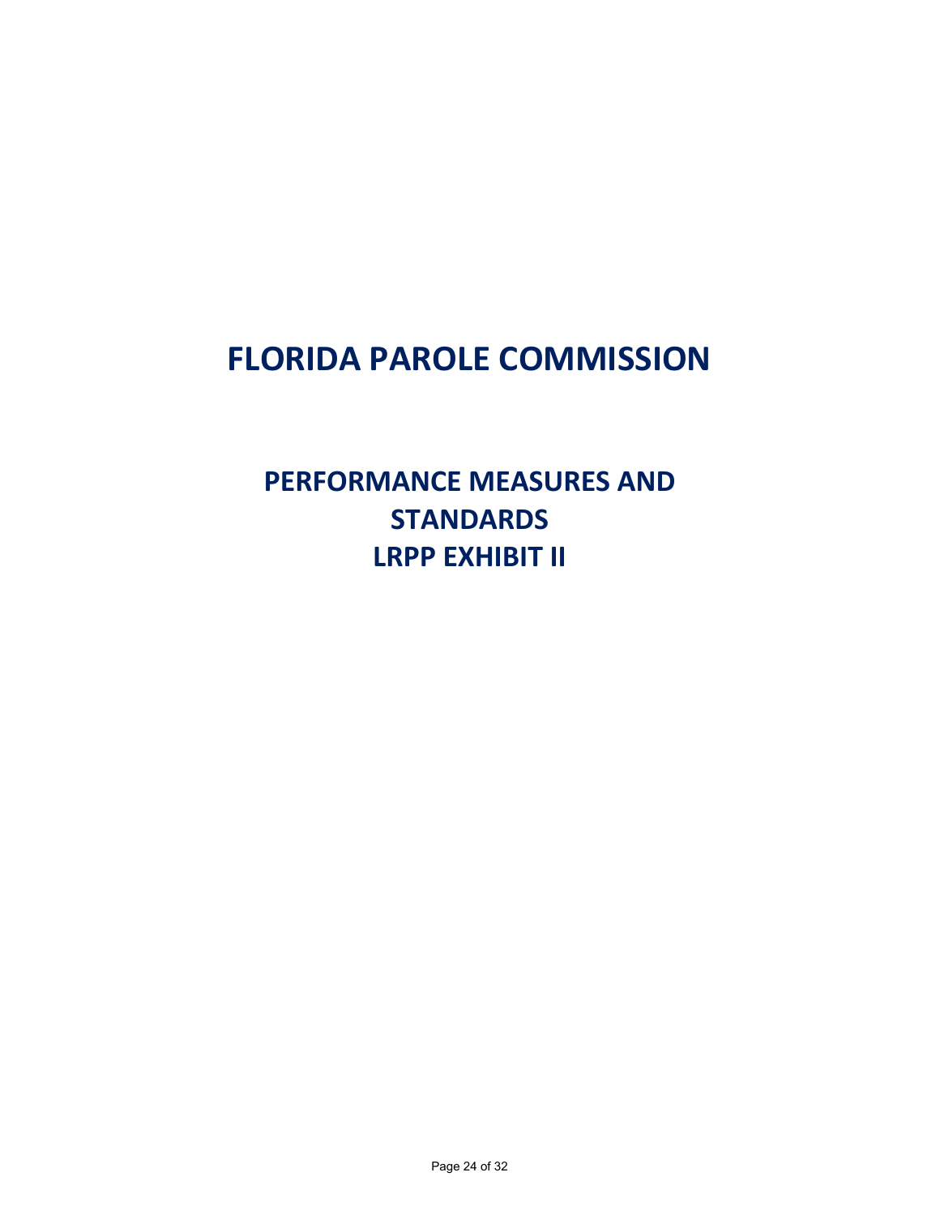# FLORIDA PAROLE COMMISSION

## PERFORMANCE MEASURES AND STANDARDS
## LRPP EXHIBIT II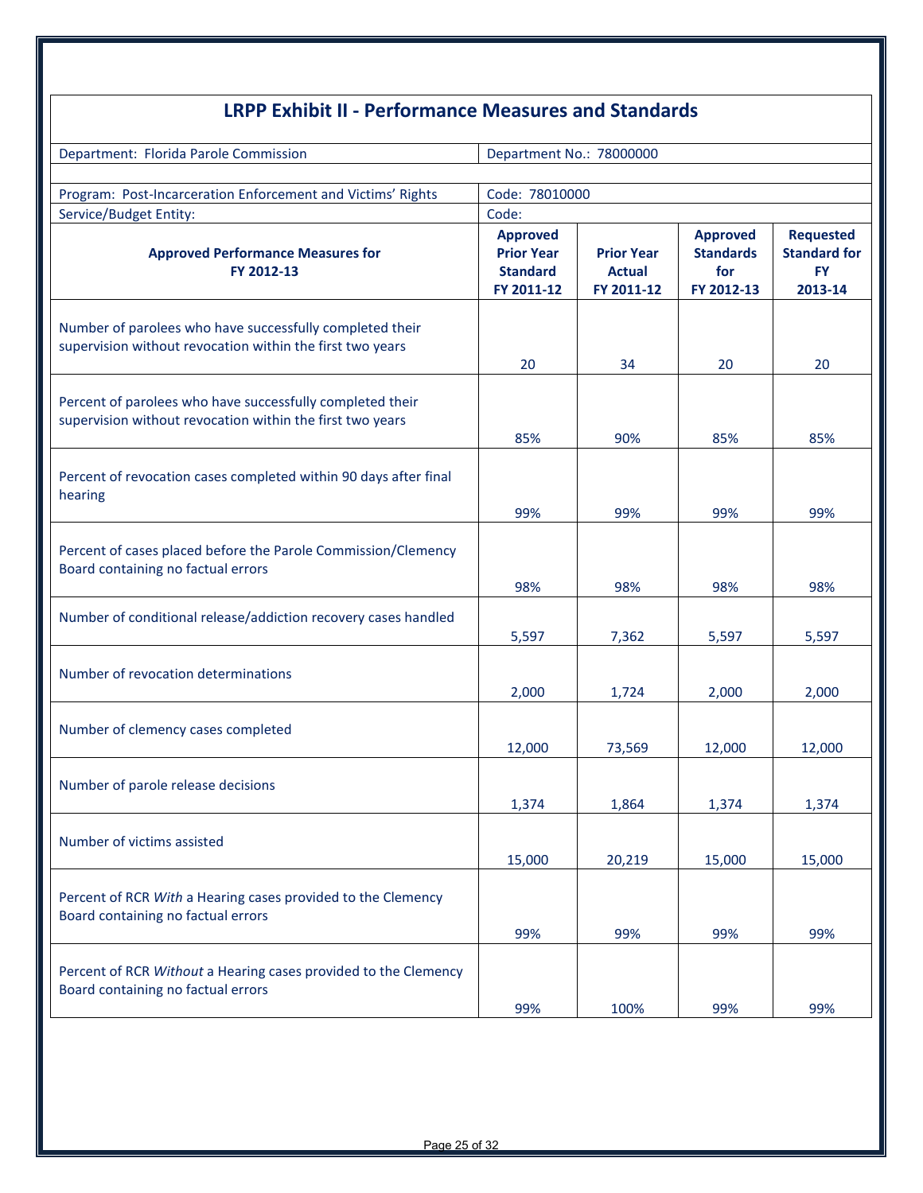# LRPP Exhibit II - Performance Measures and Standards

| Department: Florida Parole Commission | Department No.: 78000000 | | | |
|---|---|---|---|---|
| Program: Post-Incarceration Enforcement and Victims' Rights | Code: 78010000 | | | |
| Service/Budget Entity: | Code: | | | |
| **Approved Performance Measures for FY 2012-13** | **Approved Prior Year Standard FY 2011-12** | **Prior Year Actual FY 2011-12** | **Approved Standards for FY 2012-13** | **Requested Standard for FY 2013-14** |
| Number of parolees who have successfully completed their supervision without revocation within the first two years | 20 | 34 | 20 | 20 |
| Percent of parolees who have successfully completed their supervision without revocation within the first two years | 85% | 90% | 85% | 85% |
| Percent of revocation cases completed within 90 days after final hearing | 99% | 99% | 99% | 99% |
| Percent of cases placed before the Parole Commission/Clemency Board containing no factual errors | 98% | 98% | 98% | 98% |
| Number of conditional release/addiction recovery cases handled | 5,597 | 7,362 | 5,597 | 5,597 |
| Number of revocation determinations | 2,000 | 1,724 | 2,000 | 2,000 |
| Number of clemency cases completed | 12,000 | 73,569 | 12,000 | 12,000 |
| Number of parole release decisions | 1,374 | 1,864 | 1,374 | 1,374 |
| Number of victims assisted | 15,000 | 20,219 | 15,000 | 15,000 |
| Percent of RCR *With* a Hearing cases provided to the Clemency Board containing no factual errors | 99% | 99% | 99% | 99% |
| Percent of RCR *Without* a Hearing cases provided to the Clemency Board containing no factual errors | 99% | 100% | 99% | 99% |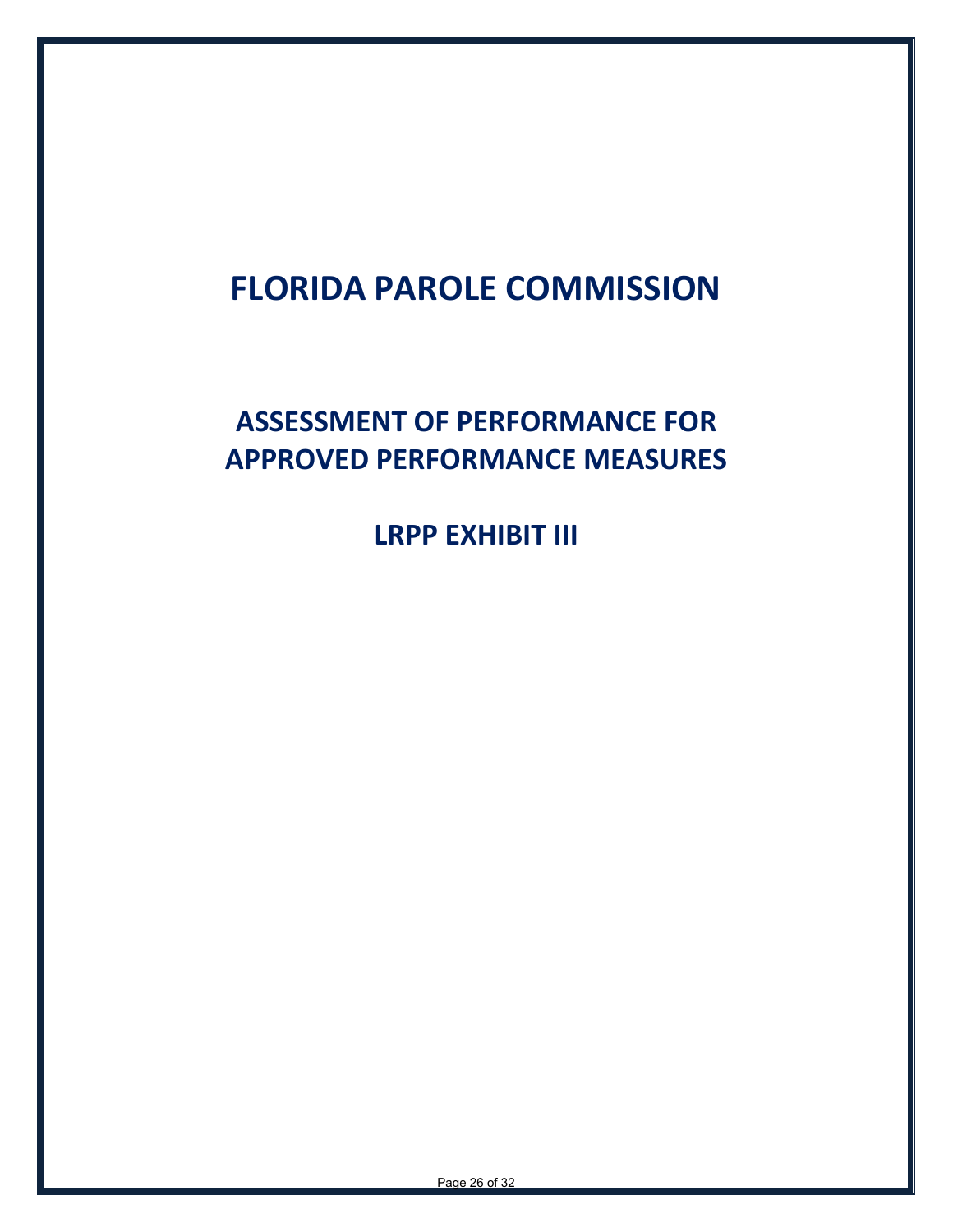# FLORIDA PAROLE COMMISSION

## ASSESSMENT OF PERFORMANCE FOR APPROVED PERFORMANCE MEASURES

## LRPP EXHIBIT III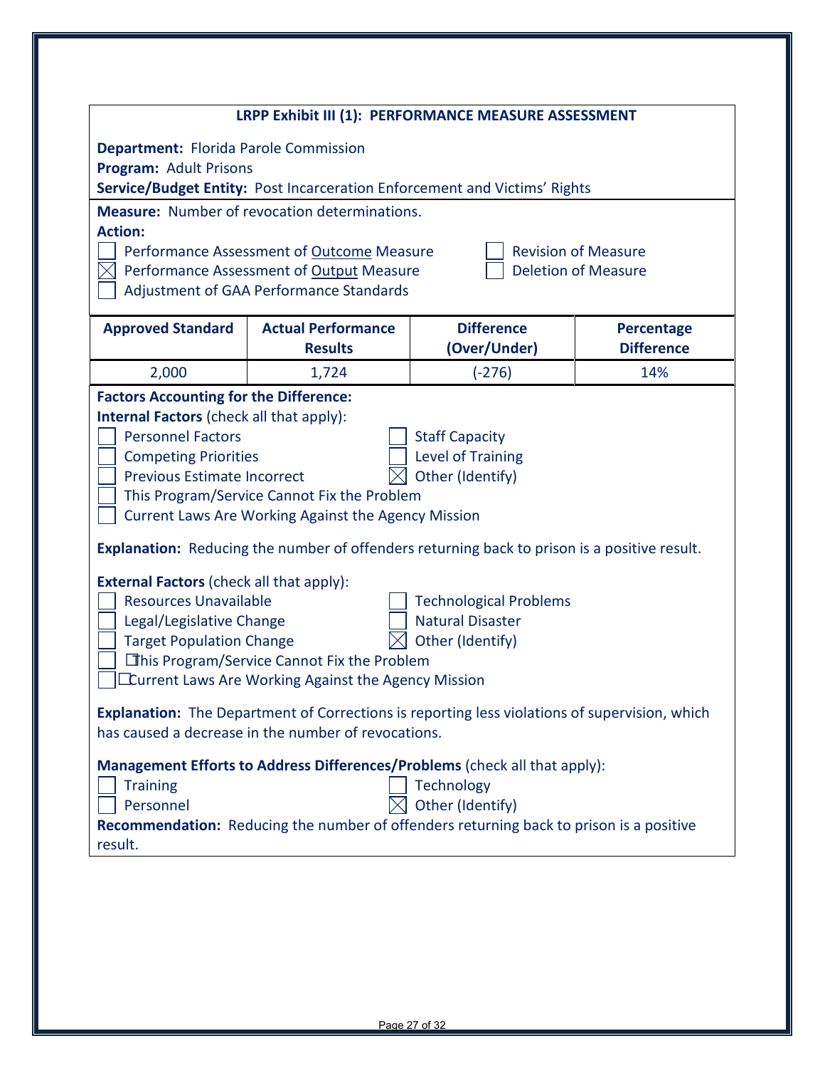## LRPP Exhibit III (1): PERFORMANCE MEASURE ASSESSMENT

**Department:** Florida Parole Commission
**Program:** Adult Prisons
**Service/Budget Entity:** Post Incarceration Enforcement and Victims' Rights

**Measure:** Number of revocation determinations.
**Action:**

- ☐ Performance Assessment of Outcome Measure
- ☒ Performance Assessment of Output Measure
- ☐ Adjustment of GAA Performance Standards
- ☐ Revision of Measure
- ☐ Deletion of Measure

| Approved Standard | Actual Performance Results | Difference (Over/Under) | Percentage Difference |
|---|---|---|---|
| 2,000 | 1,724 | (-276) | 14% |

**Factors Accounting for the Difference:**
**Internal Factors** (check all that apply):

- ☐ Personnel Factors
- ☐ Competing Priorities
- ☐ Previous Estimate Incorrect
- ☐ Staff Capacity
- ☐ Level of Training
- ☒ Other (Identify)
- ☐ This Program/Service Cannot Fix the Problem
- ☐ Current Laws Are Working Against the Agency Mission

**Explanation:** Reducing the number of offenders returning back to prison is a positive result.

**External Factors** (check all that apply):

- ☐ Resources Unavailable
- ☐ Legal/Legislative Change
- ☐ Target Population Change
- ☐ Technological Problems
- ☐ Natural Disaster
- ☒ Other (Identify)
- ☐ This Program/Service Cannot Fix the Problem
- ☐ Current Laws Are Working Against the Agency Mission

**Explanation:** The Department of Corrections is reporting less violations of supervision, which has caused a decrease in the number of revocations.

**Management Efforts to Address Differences/Problems** (check all that apply):

- ☐ Training
- ☐ Personnel
- ☐ Technology
- ☒ Other (Identify)

**Recommendation:** Reducing the number of offenders returning back to prison is a positive result.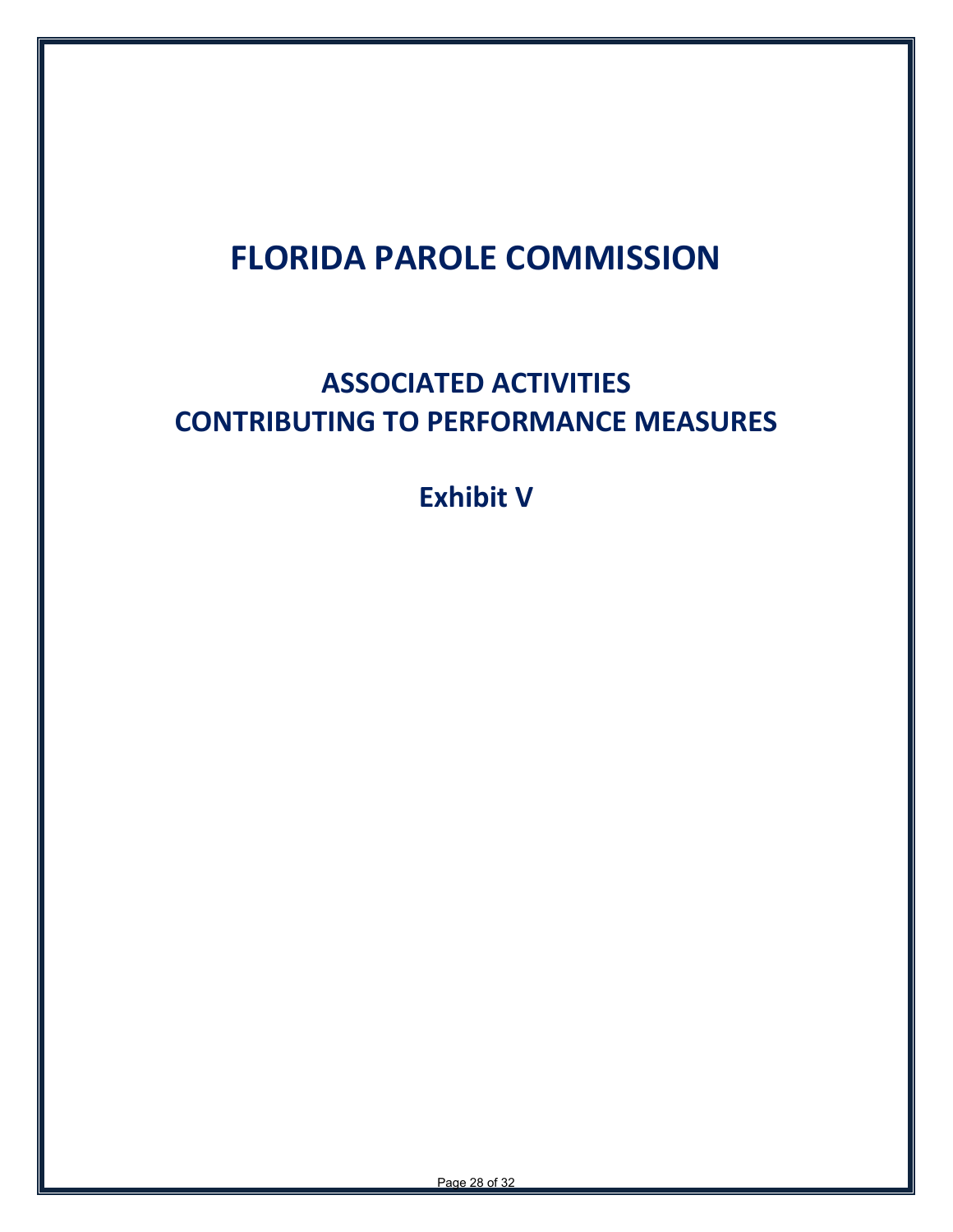# FLORIDA PAROLE COMMISSION

## ASSOCIATED ACTIVITIES
## CONTRIBUTING TO PERFORMANCE MEASURES

## Exhibit V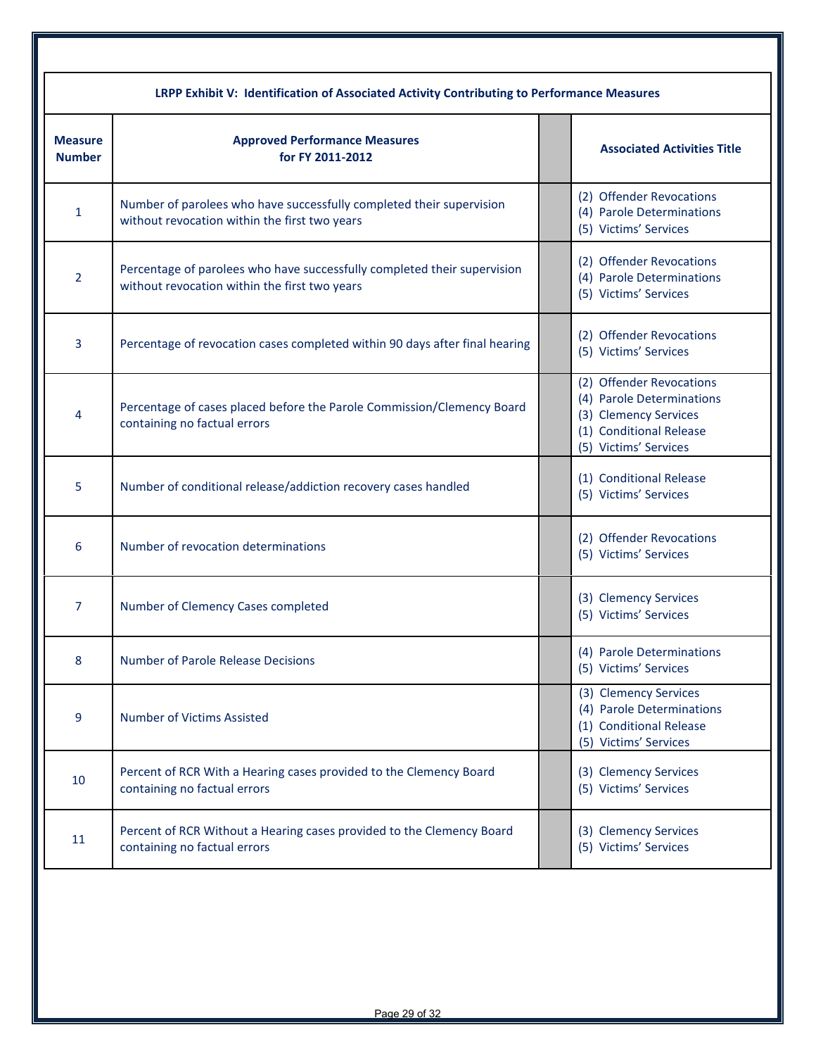| LRPP Exhibit V: Identification of Associated Activity Contributing to Performance Measures | | | |
|---|---|---|---|
| **Measure Number** | **Approved Performance Measures for FY 2011-2012** | | **Associated Activities Title** |
| 1 | Number of parolees who have successfully completed their supervision without revocation within the first two years | | (2) Offender Revocations<br>(4) Parole Determinations<br>(5) Victims' Services |
| 2 | Percentage of parolees who have successfully completed their supervision without revocation within the first two years | | (2) Offender Revocations<br>(4) Parole Determinations<br>(5) Victims' Services |
| 3 | Percentage of revocation cases completed within 90 days after final hearing | | (2) Offender Revocations<br>(5) Victims' Services |
| 4 | Percentage of cases placed before the Parole Commission/Clemency Board containing no factual errors | | (2) Offender Revocations<br>(4) Parole Determinations<br>(3) Clemency Services<br>(1) Conditional Release<br>(5) Victims' Services |
| 5 | Number of conditional release/addiction recovery cases handled | | (1) Conditional Release<br>(5) Victims' Services |
| 6 | Number of revocation determinations | | (2) Offender Revocations<br>(5) Victims' Services |
| 7 | Number of Clemency Cases completed | | (3) Clemency Services<br>(5) Victims' Services |
| 8 | Number of Parole Release Decisions | | (4) Parole Determinations<br>(5) Victims' Services |
| 9 | Number of Victims Assisted | | (3) Clemency Services<br>(4) Parole Determinations<br>(1) Conditional Release<br>(5) Victims' Services |
| 10 | Percent of RCR With a Hearing cases provided to the Clemency Board containing no factual errors | | (3) Clemency Services<br>(5) Victims' Services |
| 11 | Percent of RCR Without a Hearing cases provided to the Clemency Board containing no factual errors | | (3) Clemency Services<br>(5) Victims' Services |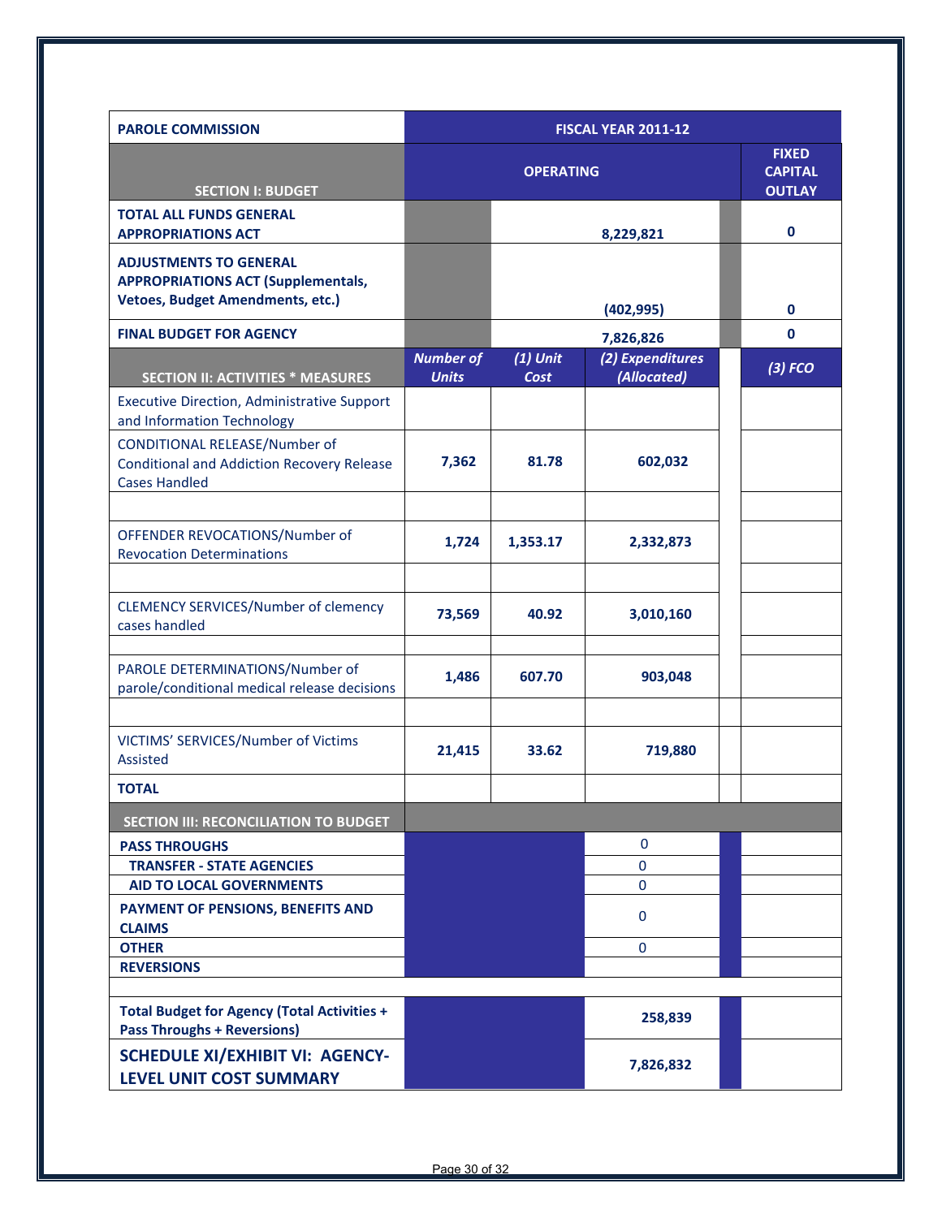| PAROLE COMMISSION | FISCAL YEAR 2011-12 | | | | |
|---|---|---|---|---|---|
| **SECTION I: BUDGET** | **OPERATING** | | | | **FIXED CAPITAL OUTLAY** |
| **TOTAL ALL FUNDS GENERAL APPROPRIATIONS ACT** | | | 8,229,821 | | 0 |
| **ADJUSTMENTS TO GENERAL APPROPRIATIONS ACT (Supplementals, Vetoes, Budget Amendments, etc.)** | | | (402,995) | | 0 |
| **FINAL BUDGET FOR AGENCY** | | | 7,826,826 | | 0 |
| **SECTION II: ACTIVITIES * MEASURES** | ***Number of Units*** | ***(1) Unit Cost*** | ***(2) Expenditures (Allocated)*** | | ***(3) FCO*** |
| Executive Direction, Administrative Support and Information Technology | | | | | |
| CONDITIONAL RELEASE/Number of Conditional and Addiction Recovery Release Cases Handled | 7,362 | 81.78 | 602,032 | | |
| | | | | | |
| OFFENDER REVOCATIONS/Number of Revocation Determinations | 1,724 | 1,353.17 | 2,332,873 | | |
| | | | | | |
| CLEMENCY SERVICES/Number of clemency cases handled | 73,569 | 40.92 | 3,010,160 | | |
| | | | | | |
| PAROLE DETERMINATIONS/Number of parole/conditional medical release decisions | 1,486 | 607.70 | 903,048 | | |
| | | | | | |
| VICTIMS' SERVICES/Number of Victims Assisted | 21,415 | 33.62 | 719,880 | | |
| **TOTAL** | | | | | |
| **SECTION III: RECONCILIATION TO BUDGET** | | | | | |
| **PASS THROUGHS** | | | 0 | | |
| **TRANSFER - STATE AGENCIES** | | | 0 | | |
| **AID TO LOCAL GOVERNMENTS** | | | 0 | | |
| **PAYMENT OF PENSIONS, BENEFITS AND CLAIMS** | | | 0 | | |
| **OTHER** | | | 0 | | |
| **REVERSIONS** | | | | | |
| | | | | | |
| **Total Budget for Agency (Total Activities + Pass Throughs + Reversions)** | | | 258,839 | | |
| **SCHEDULE XI/EXHIBIT VI: AGENCY-LEVEL UNIT COST SUMMARY** | | | 7,826,832 | | |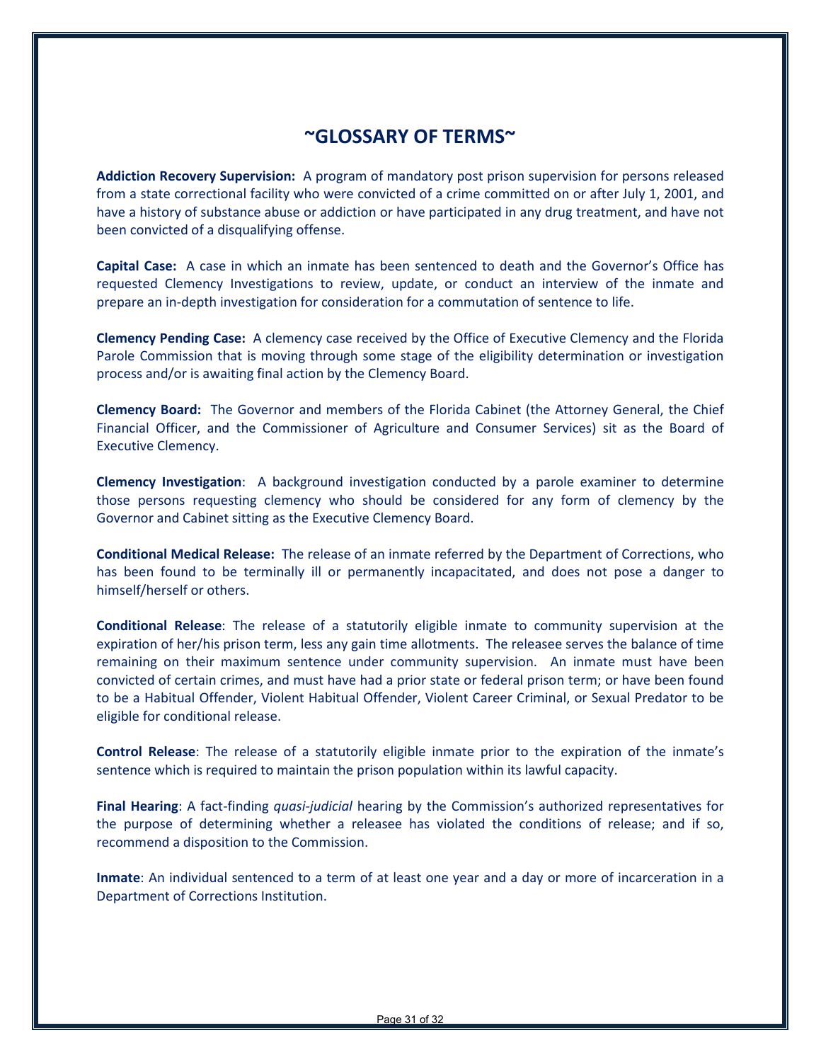# ~GLOSSARY OF TERMS~

**Addiction Recovery Supervision:** A program of mandatory post prison supervision for persons released from a state correctional facility who were convicted of a crime committed on or after July 1, 2001, and have a history of substance abuse or addiction or have participated in any drug treatment, and have not been convicted of a disqualifying offense.

**Capital Case:** A case in which an inmate has been sentenced to death and the Governor's Office has requested Clemency Investigations to review, update, or conduct an interview of the inmate and prepare an in-depth investigation for consideration for a commutation of sentence to life.

**Clemency Pending Case:** A clemency case received by the Office of Executive Clemency and the Florida Parole Commission that is moving through some stage of the eligibility determination or investigation process and/or is awaiting final action by the Clemency Board.

**Clemency Board:** The Governor and members of the Florida Cabinet (the Attorney General, the Chief Financial Officer, and the Commissioner of Agriculture and Consumer Services) sit as the Board of Executive Clemency.

**Clemency Investigation**: A background investigation conducted by a parole examiner to determine those persons requesting clemency who should be considered for any form of clemency by the Governor and Cabinet sitting as the Executive Clemency Board.

**Conditional Medical Release:** The release of an inmate referred by the Department of Corrections, who has been found to be terminally ill or permanently incapacitated, and does not pose a danger to himself/herself or others.

**Conditional Release**: The release of a statutorily eligible inmate to community supervision at the expiration of her/his prison term, less any gain time allotments. The releasee serves the balance of time remaining on their maximum sentence under community supervision. An inmate must have been convicted of certain crimes, and must have had a prior state or federal prison term; or have been found to be a Habitual Offender, Violent Habitual Offender, Violent Career Criminal, or Sexual Predator to be eligible for conditional release.

**Control Release**: The release of a statutorily eligible inmate prior to the expiration of the inmate's sentence which is required to maintain the prison population within its lawful capacity.

**Final Hearing**: A fact-finding *quasi-judicial* hearing by the Commission's authorized representatives for the purpose of determining whether a releasee has violated the conditions of release; and if so, recommend a disposition to the Commission.

**Inmate**: An individual sentenced to a term of at least one year and a day or more of incarceration in a Department of Corrections Institution.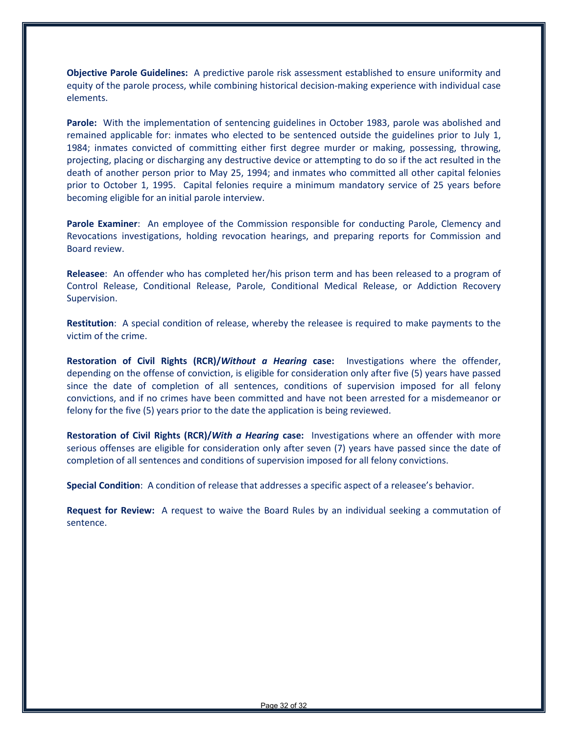**Objective Parole Guidelines:** A predictive parole risk assessment established to ensure uniformity and equity of the parole process, while combining historical decision-making experience with individual case elements.

**Parole:** With the implementation of sentencing guidelines in October 1983, parole was abolished and remained applicable for: inmates who elected to be sentenced outside the guidelines prior to July 1, 1984; inmates convicted of committing either first degree murder or making, possessing, throwing, projecting, placing or discharging any destructive device or attempting to do so if the act resulted in the death of another person prior to May 25, 1994; and inmates who committed all other capital felonies prior to October 1, 1995. Capital felonies require a minimum mandatory service of 25 years before becoming eligible for an initial parole interview.

**Parole Examiner**: An employee of the Commission responsible for conducting Parole, Clemency and Revocations investigations, holding revocation hearings, and preparing reports for Commission and Board review.

**Releasee**: An offender who has completed her/his prison term and has been released to a program of Control Release, Conditional Release, Parole, Conditional Medical Release, or Addiction Recovery Supervision.

**Restitution**: A special condition of release, whereby the releasee is required to make payments to the victim of the crime.

**Restoration of Civil Rights (RCR)/*Without a Hearing* case:** Investigations where the offender, depending on the offense of conviction, is eligible for consideration only after five (5) years have passed since the date of completion of all sentences, conditions of supervision imposed for all felony convictions, and if no crimes have been committed and have not been arrested for a misdemeanor or felony for the five (5) years prior to the date the application is being reviewed.

**Restoration of Civil Rights (RCR)/*With a Hearing* case:** Investigations where an offender with more serious offenses are eligible for consideration only after seven (7) years have passed since the date of completion of all sentences and conditions of supervision imposed for all felony convictions.

**Special Condition**: A condition of release that addresses a specific aspect of a releasee's behavior.

**Request for Review:** A request to waive the Board Rules by an individual seeking a commutation of sentence.